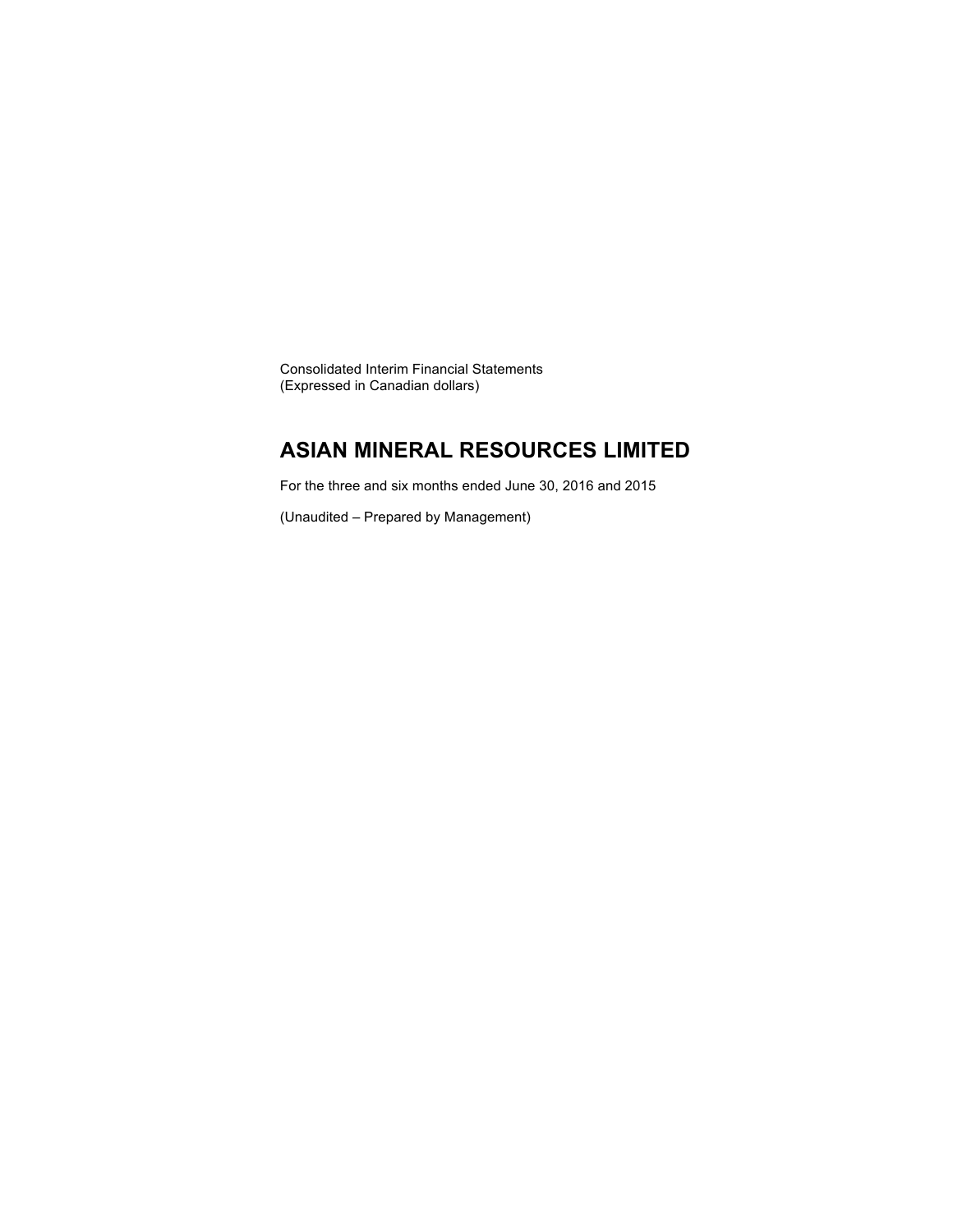Consolidated Interim Financial Statements
(Expressed in Canadian dollars)

# ASIAN MINERAL RESOURCES LIMITED

For the three and six months ended June 30, 2016 and 2015

(Unaudited – Prepared by Management)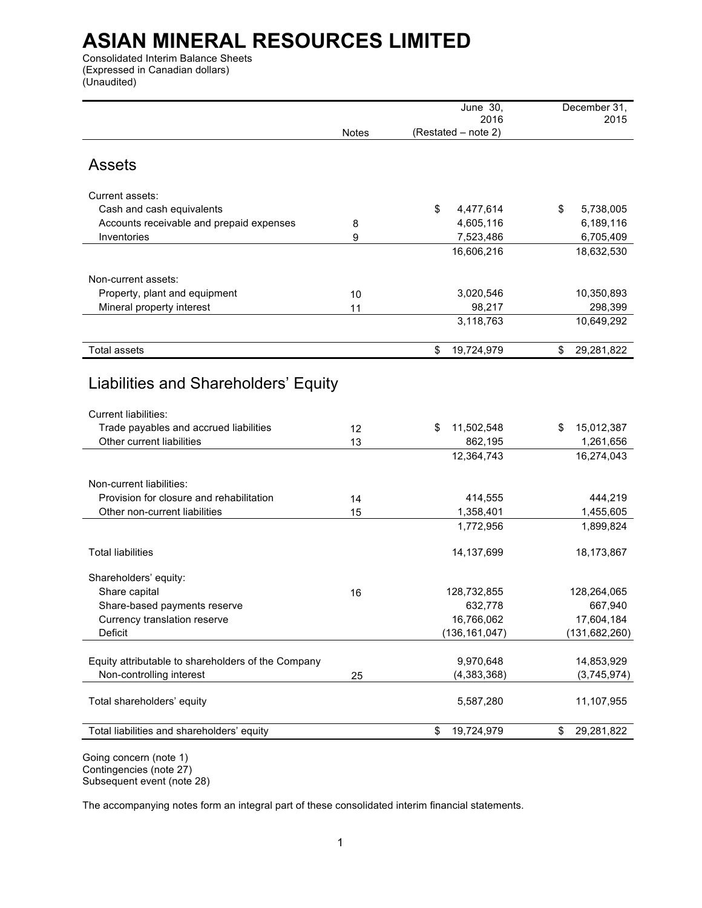# ASIAN MINERAL RESOURCES LIMITED

Consolidated Interim Balance Sheets
(Expressed in Canadian dollars)
(Unaudited)

| | Notes | June 30, 2016 (Restated – note 2) | December 31, 2015 |
|---|---|---|---|
| **Assets** | | | |
| Current assets: | | | |
| Cash and cash equivalents | | $ 4,477,614 | $ 5,738,005 |
| Accounts receivable and prepaid expenses | 8 | 4,605,116 | 6,189,116 |
| Inventories | 9 | 7,523,486 | 6,705,409 |
| | | 16,606,216 | 18,632,530 |
| Non-current assets: | | | |
| Property, plant and equipment | 10 | 3,020,546 | 10,350,893 |
| Mineral property interest | 11 | 98,217 | 298,399 |
| | | 3,118,763 | 10,649,292 |
| Total assets | | $ 19,724,979 | $ 29,281,822 |
| **Liabilities and Shareholders' Equity** | | | |
| Current liabilities: | | | |
| Trade payables and accrued liabilities | 12 | $ 11,502,548 | $ 15,012,387 |
| Other current liabilities | 13 | 862,195 | 1,261,656 |
| | | 12,364,743 | 16,274,043 |
| Non-current liabilities: | | | |
| Provision for closure and rehabilitation | 14 | 414,555 | 444,219 |
| Other non-current liabilities | 15 | 1,358,401 | 1,455,605 |
| | | 1,772,956 | 1,899,824 |
| Total liabilities | | 14,137,699 | 18,173,867 |
| Shareholders' equity: | | | |
| Share capital | 16 | 128,732,855 | 128,264,065 |
| Share-based payments reserve | | 632,778 | 667,940 |
| Currency translation reserve | | 16,766,062 | 17,604,184 |
| Deficit | | (136,161,047) | (131,682,260) |
| Equity attributable to shareholders of the Company | | 9,970,648 | 14,853,929 |
| Non-controlling interest | 25 | (4,383,368) | (3,745,974) |
| Total shareholders' equity | | 5,587,280 | 11,107,955 |
| Total liabilities and shareholders' equity | | $ 19,724,979 | $ 29,281,822 |

Going concern (note 1)
Contingencies (note 27)
Subsequent event (note 28)

The accompanying notes form an integral part of these consolidated interim financial statements.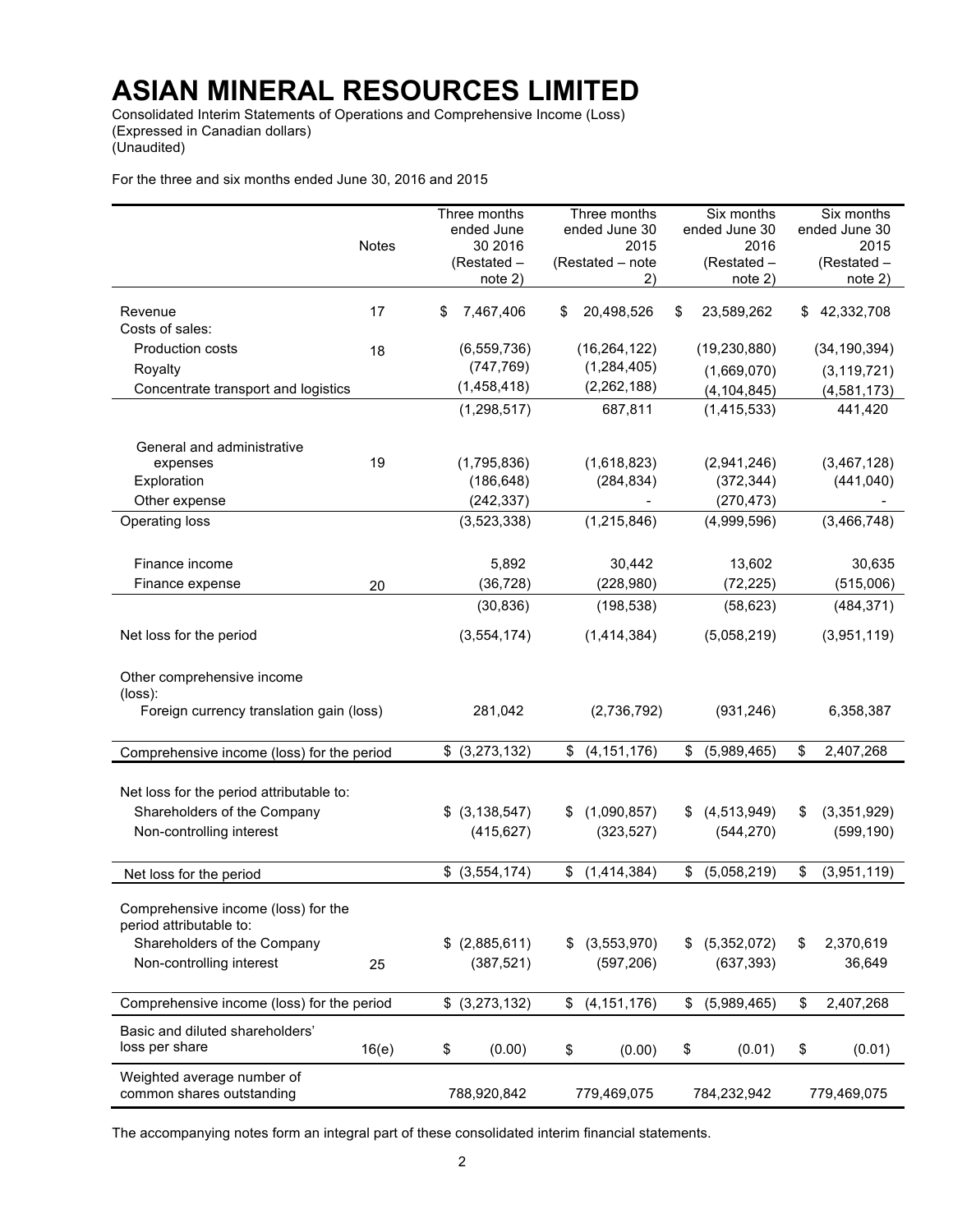# ASIAN MINERAL RESOURCES LIMITED

Consolidated Interim Statements of Operations and Comprehensive Income (Loss)
(Expressed in Canadian dollars)
(Unaudited)

For the three and six months ended June 30, 2016 and 2015

| | Notes | Three months ended June 30 2016 (Restated – note 2) | Three months ended June 30 2015 (Restated – note 2) | Six months ended June 30 2016 (Restated – note 2) | Six months ended June 30 2015 (Restated – note 2) |
|---|---|---|---|---|---|
| Revenue | 17 | $ 7,467,406 | $ 20,498,526 | $ 23,589,262 | $ 42,332,708 |
| Costs of sales: | | | | | |
| Production costs | 18 | (6,559,736) | (16,264,122) | (19,230,880) | (34,190,394) |
| Royalty | | (747,769) | (1,284,405) | (1,669,070) | (3,119,721) |
| Concentrate transport and logistics | | (1,458,418) | (2,262,188) | (4,104,845) | (4,581,173) |
| | | (1,298,517) | 687,811 | (1,415,533) | 441,420 |
| General and administrative expenses | 19 | (1,795,836) | (1,618,823) | (2,941,246) | (3,467,128) |
| Exploration | | (186,648) | (284,834) | (372,344) | (441,040) |
| Other expense | | (242,337) | - | (270,473) | - |
| Operating loss | | (3,523,338) | (1,215,846) | (4,999,596) | (3,466,748) |
| Finance income | | 5,892 | 30,442 | 13,602 | 30,635 |
| Finance expense | 20 | (36,728) | (228,980) | (72,225) | (515,006) |
| | | (30,836) | (198,538) | (58,623) | (484,371) |
| Net loss for the period | | (3,554,174) | (1,414,384) | (5,058,219) | (3,951,119) |
| Other comprehensive income (loss): | | | | | |
| Foreign currency translation gain (loss) | | 281,042 | (2,736,792) | (931,246) | 6,358,387 |
| Comprehensive income (loss) for the period | | $ (3,273,132) | $ (4,151,176) | $ (5,989,465) | $ 2,407,268 |
| Net loss for the period attributable to: | | | | | |
| Shareholders of the Company | | $ (3,138,547) | $ (1,090,857) | $ (4,513,949) | $ (3,351,929) |
| Non-controlling interest | | (415,627) | (323,527) | (544,270) | (599,190) |
| Net loss for the period | | $ (3,554,174) | $ (1,414,384) | $ (5,058,219) | $ (3,951,119) |
| Comprehensive income (loss) for the period attributable to: | | | | | |
| Shareholders of the Company | | $ (2,885,611) | $ (3,553,970) | $ (5,352,072) | $ 2,370,619 |
| Non-controlling interest | 25 | (387,521) | (597,206) | (637,393) | 36,649 |
| Comprehensive income (loss) for the period | | $ (3,273,132) | $ (4,151,176) | $ (5,989,465) | $ 2,407,268 |
| Basic and diluted shareholders' loss per share | 16(e) | $ (0.00) | $ (0.00) | $ (0.01) | $ (0.01) |
| Weighted average number of common shares outstanding | | 788,920,842 | 779,469,075 | 784,232,942 | 779,469,075 |

The accompanying notes form an integral part of these consolidated interim financial statements.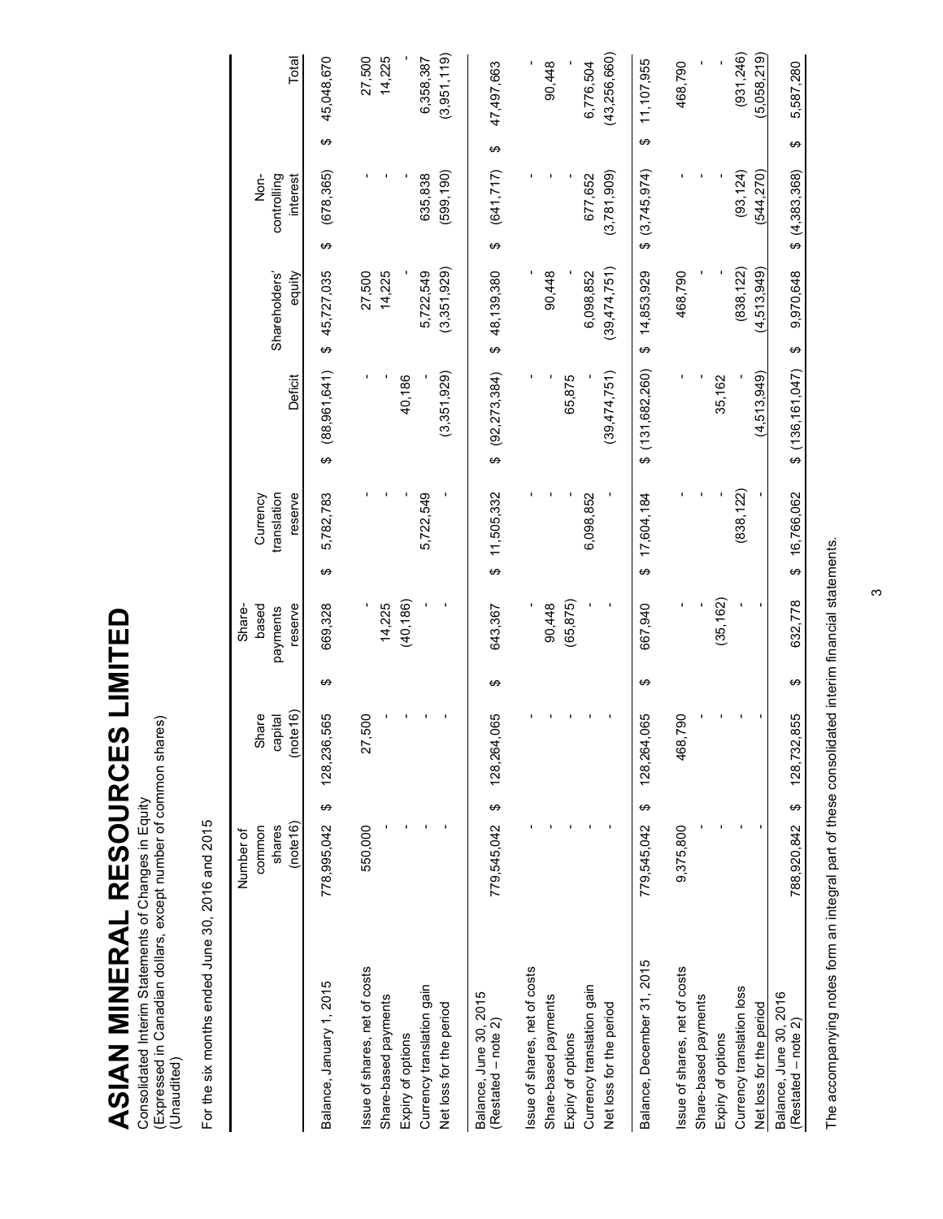# ASIAN MINERAL RESOURCES LIMITED

Consolidated Interim Statements of Changes in Equity
(Expressed in Canadian dollars, except number of common shares)
(Unaudited)

For the six months ended June 30, 2016 and 2015

| | Number of common shares (note16) | Share capital (note16) | Share-based payments reserve | Currency translation reserve | Deficit | Shareholders' equity | Non-controlling interest | Total |
|---|---|---|---|---|---|---|---|---|
| Balance, January 1, 2015 | 778,995,042 | $ 128,236,565 | $ 669,328 | $ 5,782,783 | $ (88,961,641) | $ 45,727,035 | $ (678,365) | $ 45,048,670 |
| Issue of shares, net of costs | 550,000 | 27,500 | - | - | - | 27,500 | - | 27,500 |
| Share-based payments | - | - | 14,225 | - | - | 14,225 | - | 14,225 |
| Expiry of options | - | - | (40,186) | - | 40,186 | - | - | - |
| Currency translation gain | - | - | - | 5,722,549 | - | 5,722,549 | 635,838 | 6,358,387 |
| Net loss for the period | - | - | - | - | (3,351,929) | (3,351,929) | (599,190) | (3,951,119) |
| Balance, June 30, 2015 (Restated – note 2) | 779,545,042 | $ 128,264,065 | $ 643,367 | $ 11,505,332 | $ (92,273,384) | $ 48,139,380 | $ (641,717) | $ 47,497,663 |
| Issue of shares, net of costs | - | - | - | - | - | - | - | - |
| Share-based payments | - | - | 90,448 | - | - | 90,448 | - | 90,448 |
| Expiry of options | - | - | (65,875) | - | 65,875 | - | - | - |
| Currency translation gain | - | - | - | 6,098,852 | - | 6,098,852 | 677,652 | 6,776,504 |
| Net loss for the period | - | - | - | - | (39,474,751) | (39,474,751) | (3,781,909) | (43,256,660) |
| Balance, December 31, 2015 | 779,545,042 | $ 128,264,065 | $ 667,940 | $ 17,604,184 | $ (131,682,260) | $ 14,853,929 | $ (3,745,974) | $ 11,107,955 |
| Issue of shares, net of costs | 9,375,800 | 468,790 | - | - | - | 468,790 | - | 468,790 |
| Share-based payments | - | - | - | - | - | - | - | - |
| Expiry of options | - | - | (35,162) | - | 35,162 | - | - | - |
| Currency translation loss | - | - | - | (838,122) | - | (838,122) | (93,124) | (931,246) |
| Net loss for the period | - | - | - | - | (4,513,949) | (4,513,949) | (544,270) | (5,058,219) |
| Balance, June 30, 2016 (Restated – note 2) | 788,920,842 | $ 128,732,855 | $ 632,778 | $ 16,766,062 | $ (136,161,047) | $ 9,970,648 | $ (4,383,368) | $ 5,587,280 |

The accompanying notes form an integral part of these consolidated interim financial statements.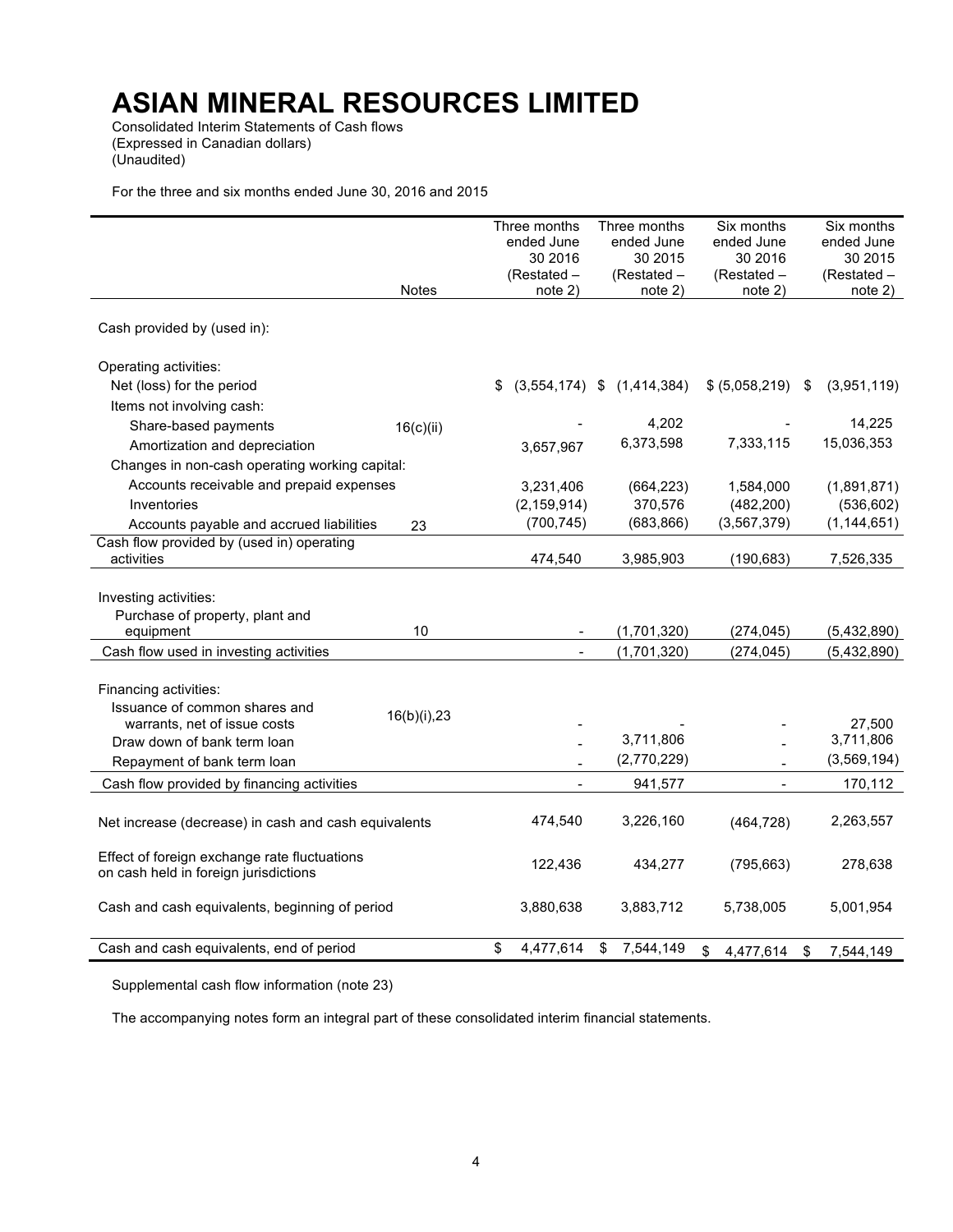# ASIAN MINERAL RESOURCES LIMITED

Consolidated Interim Statements of Cash flows
(Expressed in Canadian dollars)
(Unaudited)

For the three and six months ended June 30, 2016 and 2015

| | Notes | Three months ended June 30 2016 (Restated – note 2) | Three months ended June 30 2015 (Restated – note 2) | Six months ended June 30 2016 (Restated – note 2) | Six months ended June 30 2015 (Restated – note 2) |
|---|---|---|---|---|---|
| Cash provided by (used in): | | | | | |
| Operating activities: | | | | | |
| Net (loss) for the period | | $ (3,554,174) | $ (1,414,384) | $ (5,058,219) | $ (3,951,119) |
| Items not involving cash: | | | | | |
| Share-based payments | 16(c)(ii) | - | 4,202 | - | 14,225 |
| Amortization and depreciation | | 3,657,967 | 6,373,598 | 7,333,115 | 15,036,353 |
| Changes in non-cash operating working capital: | | | | | |
| Accounts receivable and prepaid expenses | | 3,231,406 | (664,223) | 1,584,000 | (1,891,871) |
| Inventories | | (2,159,914) | 370,576 | (482,200) | (536,602) |
| Accounts payable and accrued liabilities | 23 | (700,745) | (683,866) | (3,567,379) | (1,144,651) |
| Cash flow provided by (used in) operating activities | | 474,540 | 3,985,903 | (190,683) | 7,526,335 |
| Investing activities: | | | | | |
| Purchase of property, plant and equipment | 10 | - | (1,701,320) | (274,045) | (5,432,890) |
| Cash flow used in investing activities | | - | (1,701,320) | (274,045) | (5,432,890) |
| Financing activities: | | | | | |
| Issuance of common shares and warrants, net of issue costs | 16(b)(i),23 | - | - | - | 27,500 |
| Draw down of bank term loan | | - | 3,711,806 | - | 3,711,806 |
| Repayment of bank term loan | | - | (2,770,229) | - | (3,569,194) |
| Cash flow provided by financing activities | | - | 941,577 | - | 170,112 |
| Net increase (decrease) in cash and cash equivalents | | 474,540 | 3,226,160 | (464,728) | 2,263,557 |
| Effect of foreign exchange rate fluctuations on cash held in foreign jurisdictions | | 122,436 | 434,277 | (795,663) | 278,638 |
| Cash and cash equivalents, beginning of period | | 3,880,638 | 3,883,712 | 5,738,005 | 5,001,954 |
| Cash and cash equivalents, end of period | | $ 4,477,614 | $ 7,544,149 | $ 4,477,614 | $ 7,544,149 |

Supplemental cash flow information (note 23)

The accompanying notes form an integral part of these consolidated interim financial statements.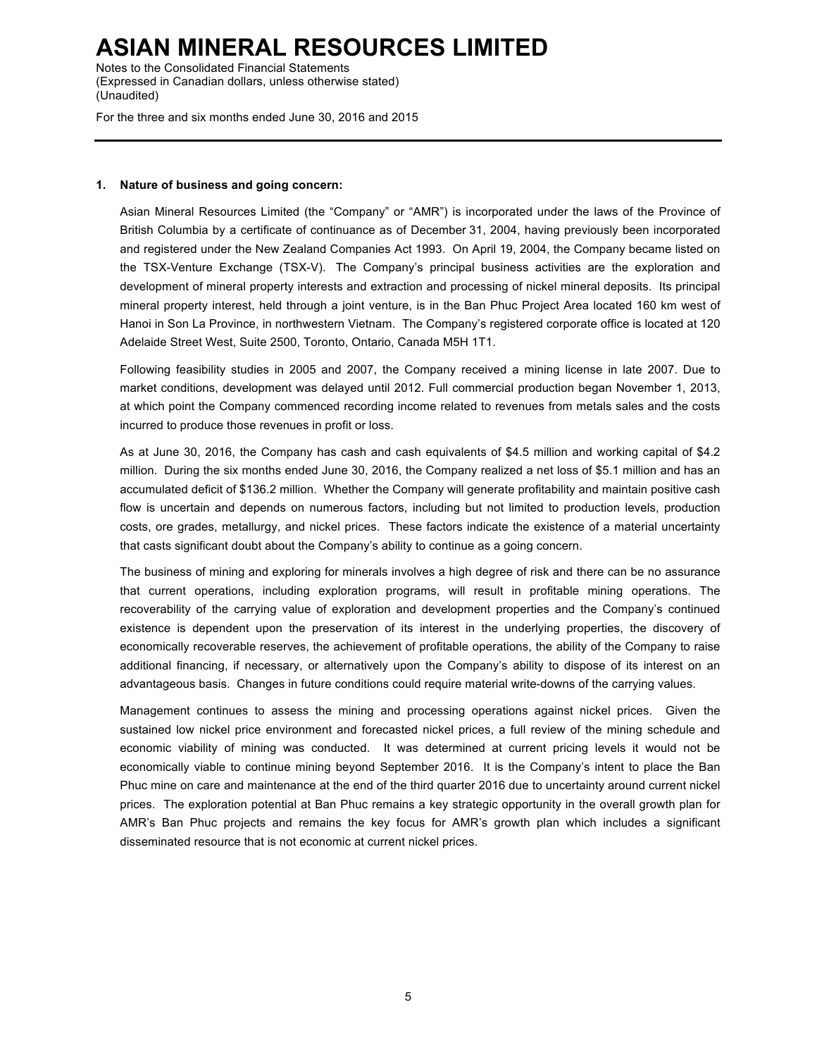### 1. Nature of business and going concern:

Asian Mineral Resources Limited (the "Company" or "AMR") is incorporated under the laws of the Province of British Columbia by a certificate of continuance as of December 31, 2004, having previously been incorporated and registered under the New Zealand Companies Act 1993. On April 19, 2004, the Company became listed on the TSX-Venture Exchange (TSX-V). The Company's principal business activities are the exploration and development of mineral property interests and extraction and processing of nickel mineral deposits. Its principal mineral property interest, held through a joint venture, is in the Ban Phuc Project Area located 160 km west of Hanoi in Son La Province, in northwestern Vietnam. The Company's registered corporate office is located at 120 Adelaide Street West, Suite 2500, Toronto, Ontario, Canada M5H 1T1.

Following feasibility studies in 2005 and 2007, the Company received a mining license in late 2007. Due to market conditions, development was delayed until 2012. Full commercial production began November 1, 2013, at which point the Company commenced recording income related to revenues from metals sales and the costs incurred to produce those revenues in profit or loss.

As at June 30, 2016, the Company has cash and cash equivalents of $4.5 million and working capital of $4.2 million. During the six months ended June 30, 2016, the Company realized a net loss of $5.1 million and has an accumulated deficit of $136.2 million. Whether the Company will generate profitability and maintain positive cash flow is uncertain and depends on numerous factors, including but not limited to production levels, production costs, ore grades, metallurgy, and nickel prices. These factors indicate the existence of a material uncertainty that casts significant doubt about the Company's ability to continue as a going concern.

The business of mining and exploring for minerals involves a high degree of risk and there can be no assurance that current operations, including exploration programs, will result in profitable mining operations. The recoverability of the carrying value of exploration and development properties and the Company's continued existence is dependent upon the preservation of its interest in the underlying properties, the discovery of economically recoverable reserves, the achievement of profitable operations, the ability of the Company to raise additional financing, if necessary, or alternatively upon the Company's ability to dispose of its interest on an advantageous basis. Changes in future conditions could require material write-downs of the carrying values.

Management continues to assess the mining and processing operations against nickel prices. Given the sustained low nickel price environment and forecasted nickel prices, a full review of the mining schedule and economic viability of mining was conducted. It was determined at current pricing levels it would not be economically viable to continue mining beyond September 2016. It is the Company's intent to place the Ban Phuc mine on care and maintenance at the end of the third quarter 2016 due to uncertainty around current nickel prices. The exploration potential at Ban Phuc remains a key strategic opportunity in the overall growth plan for AMR's Ban Phuc projects and remains the key focus for AMR's growth plan which includes a significant disseminated resource that is not economic at current nickel prices.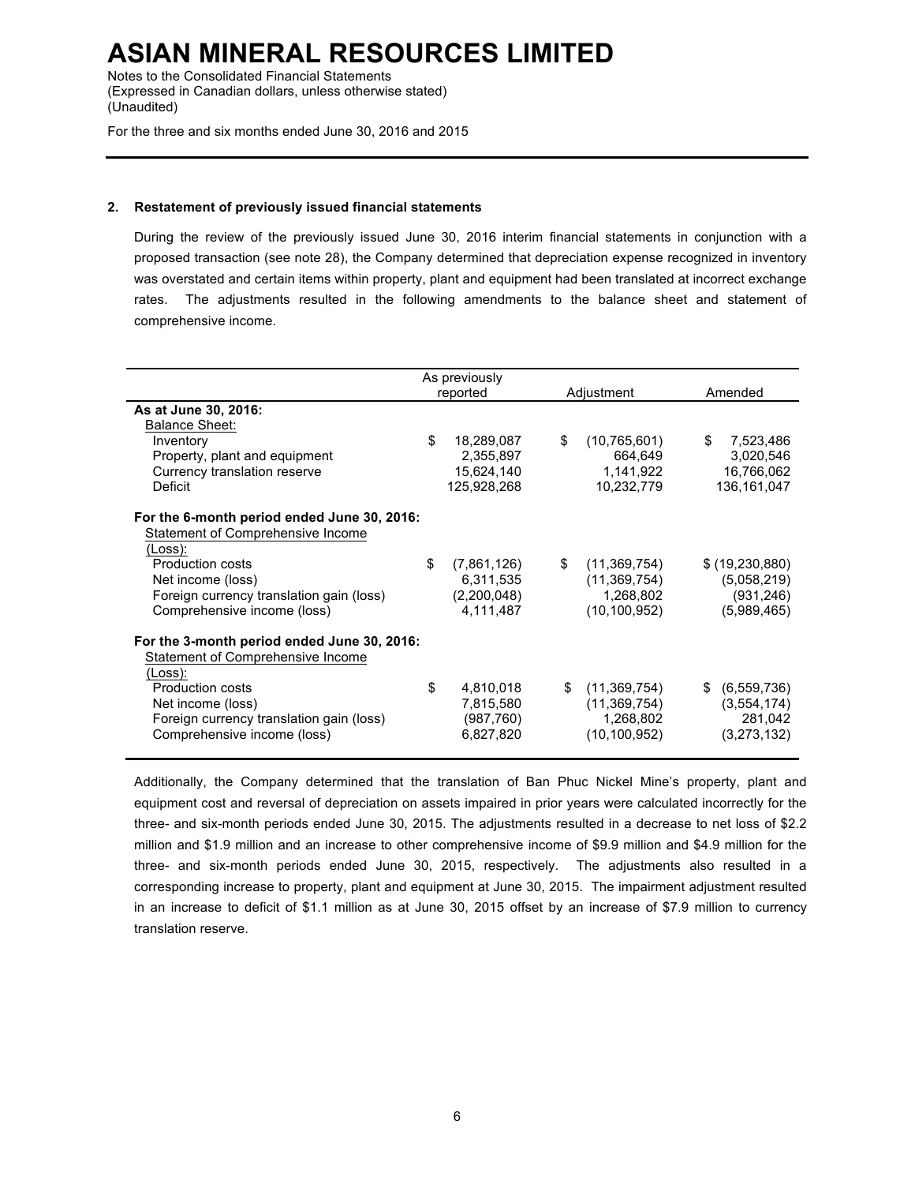# ASIAN MINERAL RESOURCES LIMITED

Notes to the Consolidated Financial Statements
(Expressed in Canadian dollars, unless otherwise stated)
(Unaudited)

For the three and six months ended June 30, 2016 and 2015

**2. Restatement of previously issued financial statements**

During the review of the previously issued June 30, 2016 interim financial statements in conjunction with a proposed transaction (see note 28), the Company determined that depreciation expense recognized in inventory was overstated and certain items within property, plant and equipment had been translated at incorrect exchange rates. The adjustments resulted in the following amendments to the balance sheet and statement of comprehensive income.

| | As previously reported | Adjustment | Amended |
|---|---|---|---|
| **As at June 30, 2016:** | | | |
| Balance Sheet: | | | |
| Inventory | $ 18,289,087 | $ (10,765,601) | $ 7,523,486 |
| Property, plant and equipment | 2,355,897 | 664,649 | 3,020,546 |
| Currency translation reserve | 15,624,140 | 1,141,922 | 16,766,062 |
| Deficit | 125,928,268 | 10,232,779 | 136,161,047 |
| **For the 6-month period ended June 30, 2016:** | | | |
| Statement of Comprehensive Income (Loss): | | | |
| Production costs | $ (7,861,126) | $ (11,369,754) | $ (19,230,880) |
| Net income (loss) | 6,311,535 | (11,369,754) | (5,058,219) |
| Foreign currency translation gain (loss) | (2,200,048) | 1,268,802 | (931,246) |
| Comprehensive income (loss) | 4,111,487 | (10,100,952) | (5,989,465) |
| **For the 3-month period ended June 30, 2016:** | | | |
| Statement of Comprehensive Income (Loss): | | | |
| Production costs | $ 4,810,018 | $ (11,369,754) | $ (6,559,736) |
| Net income (loss) | 7,815,580 | (11,369,754) | (3,554,174) |
| Foreign currency translation gain (loss) | (987,760) | 1,268,802 | 281,042 |
| Comprehensive income (loss) | 6,827,820 | (10,100,952) | (3,273,132) |

Additionally, the Company determined that the translation of Ban Phuc Nickel Mine's property, plant and equipment cost and reversal of depreciation on assets impaired in prior years were calculated incorrectly for the three- and six-month periods ended June 30, 2015. The adjustments resulted in a decrease to net loss of $2.2 million and $1.9 million and an increase to other comprehensive income of $9.9 million and $4.9 million for the three- and six-month periods ended June 30, 2015, respectively. The adjustments also resulted in a corresponding increase to property, plant and equipment at June 30, 2015. The impairment adjustment resulted in an increase to deficit of $1.1 million as at June 30, 2015 offset by an increase of $7.9 million to currency translation reserve.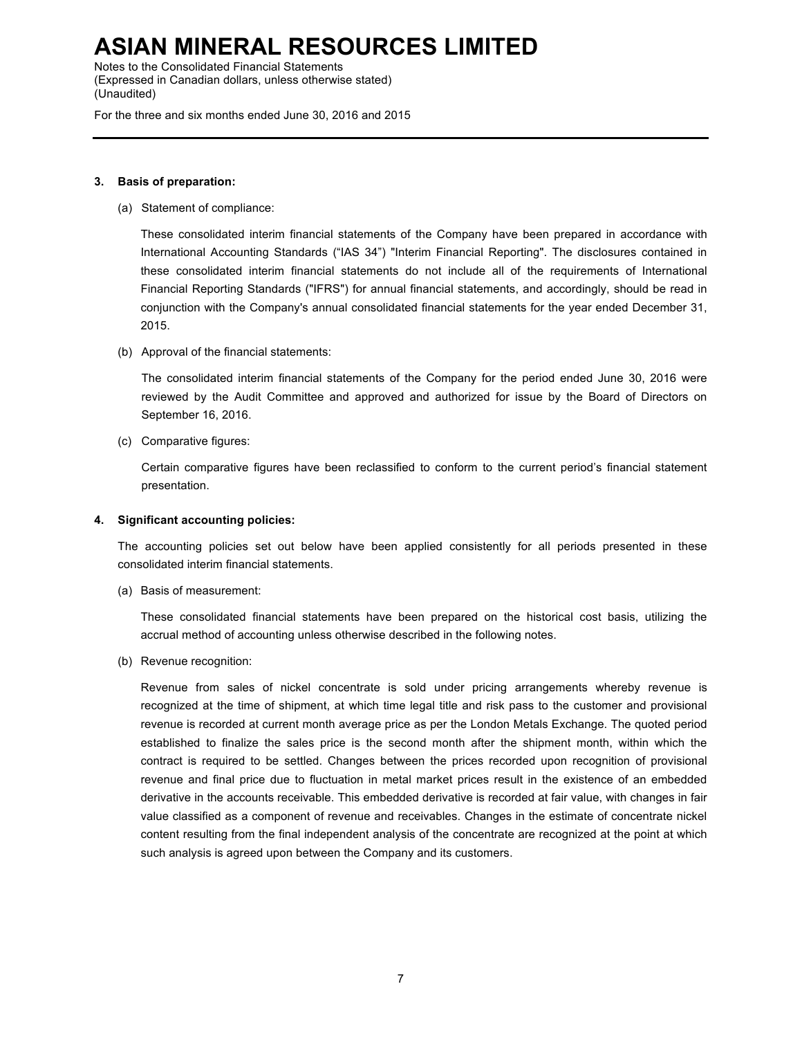**3. Basis of preparation:**

(a) Statement of compliance:

These consolidated interim financial statements of the Company have been prepared in accordance with International Accounting Standards ("IAS 34") "Interim Financial Reporting". The disclosures contained in these consolidated interim financial statements do not include all of the requirements of International Financial Reporting Standards ("IFRS") for annual financial statements, and accordingly, should be read in conjunction with the Company's annual consolidated financial statements for the year ended December 31, 2015.

(b) Approval of the financial statements:

The consolidated interim financial statements of the Company for the period ended June 30, 2016 were reviewed by the Audit Committee and approved and authorized for issue by the Board of Directors on September 16, 2016.

(c) Comparative figures:

Certain comparative figures have been reclassified to conform to the current period's financial statement presentation.

**4. Significant accounting policies:**

The accounting policies set out below have been applied consistently for all periods presented in these consolidated interim financial statements.

(a) Basis of measurement:

These consolidated financial statements have been prepared on the historical cost basis, utilizing the accrual method of accounting unless otherwise described in the following notes.

(b) Revenue recognition:

Revenue from sales of nickel concentrate is sold under pricing arrangements whereby revenue is recognized at the time of shipment, at which time legal title and risk pass to the customer and provisional revenue is recorded at current month average price as per the London Metals Exchange. The quoted period established to finalize the sales price is the second month after the shipment month, within which the contract is required to be settled. Changes between the prices recorded upon recognition of provisional revenue and final price due to fluctuation in metal market prices result in the existence of an embedded derivative in the accounts receivable. This embedded derivative is recorded at fair value, with changes in fair value classified as a component of revenue and receivables. Changes in the estimate of concentrate nickel content resulting from the final independent analysis of the concentrate are recognized at the point at which such analysis is agreed upon between the Company and its customers.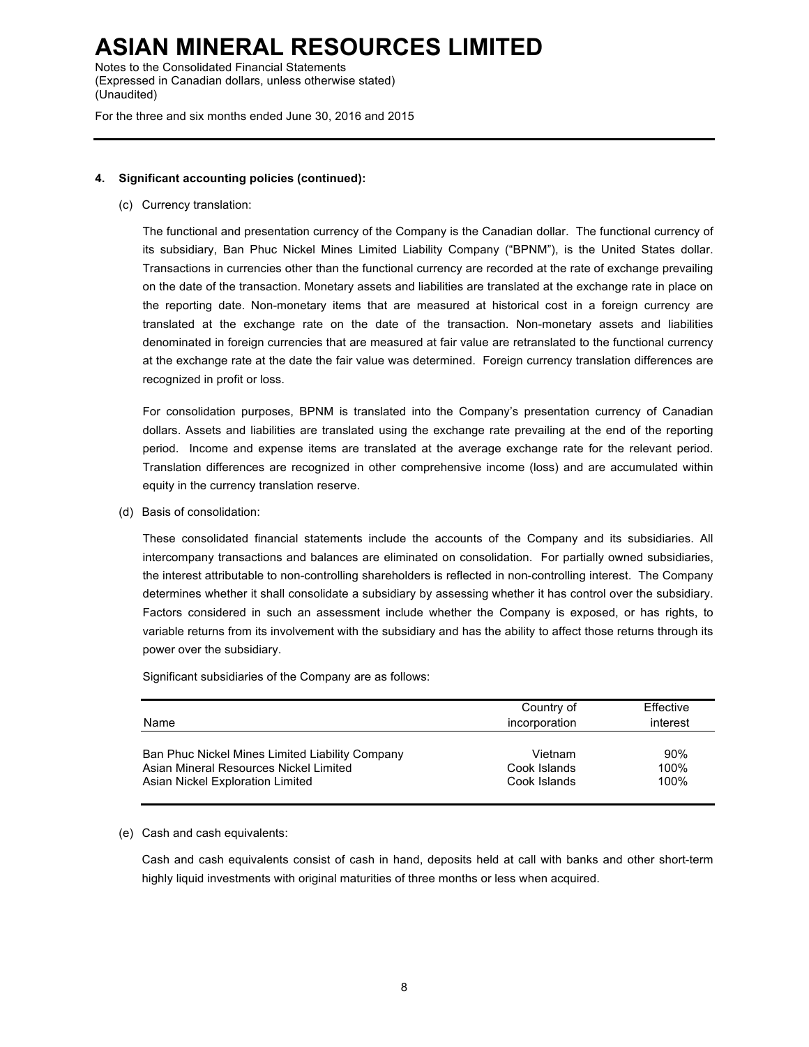# ASIAN MINERAL RESOURCES LIMITED

Notes to the Consolidated Financial Statements
(Expressed in Canadian dollars, unless otherwise stated)
(Unaudited)

For the three and six months ended June 30, 2016 and 2015

**4. Significant accounting policies (continued):**

(c) Currency translation:

The functional and presentation currency of the Company is the Canadian dollar. The functional currency of its subsidiary, Ban Phuc Nickel Mines Limited Liability Company ("BPNM"), is the United States dollar. Transactions in currencies other than the functional currency are recorded at the rate of exchange prevailing on the date of the transaction. Monetary assets and liabilities are translated at the exchange rate in place on the reporting date. Non-monetary items that are measured at historical cost in a foreign currency are translated at the exchange rate on the date of the transaction. Non-monetary assets and liabilities denominated in foreign currencies that are measured at fair value are retranslated to the functional currency at the exchange rate at the date the fair value was determined. Foreign currency translation differences are recognized in profit or loss.

For consolidation purposes, BPNM is translated into the Company's presentation currency of Canadian dollars. Assets and liabilities are translated using the exchange rate prevailing at the end of the reporting period. Income and expense items are translated at the average exchange rate for the relevant period. Translation differences are recognized in other comprehensive income (loss) and are accumulated within equity in the currency translation reserve.

(d) Basis of consolidation:

These consolidated financial statements include the accounts of the Company and its subsidiaries. All intercompany transactions and balances are eliminated on consolidation. For partially owned subsidiaries, the interest attributable to non-controlling shareholders is reflected in non-controlling interest. The Company determines whether it shall consolidate a subsidiary by assessing whether it has control over the subsidiary. Factors considered in such an assessment include whether the Company is exposed, or has rights, to variable returns from its involvement with the subsidiary and has the ability to affect those returns through its power over the subsidiary.

Significant subsidiaries of the Company are as follows:

| Name | Country of incorporation | Effective interest |
|---|---|---|
| Ban Phuc Nickel Mines Limited Liability Company | Vietnam | 90% |
| Asian Mineral Resources Nickel Limited | Cook Islands | 100% |
| Asian Nickel Exploration Limited | Cook Islands | 100% |

(e) Cash and cash equivalents:

Cash and cash equivalents consist of cash in hand, deposits held at call with banks and other short-term highly liquid investments with original maturities of three months or less when acquired.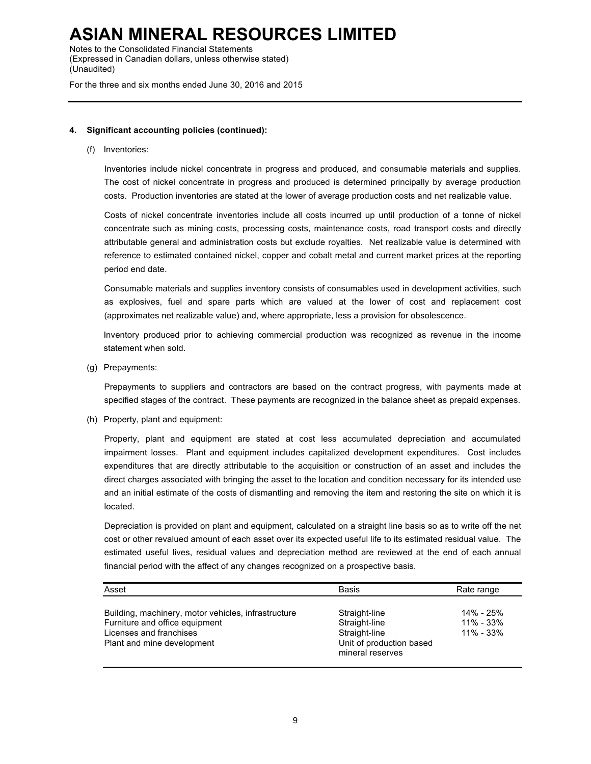**4. Significant accounting policies (continued):**

(f) Inventories:

Inventories include nickel concentrate in progress and produced, and consumable materials and supplies. The cost of nickel concentrate in progress and produced is determined principally by average production costs. Production inventories are stated at the lower of average production costs and net realizable value.

Costs of nickel concentrate inventories include all costs incurred up until production of a tonne of nickel concentrate such as mining costs, processing costs, maintenance costs, road transport costs and directly attributable general and administration costs but exclude royalties. Net realizable value is determined with reference to estimated contained nickel, copper and cobalt metal and current market prices at the reporting period end date.

Consumable materials and supplies inventory consists of consumables used in development activities, such as explosives, fuel and spare parts which are valued at the lower of cost and replacement cost (approximates net realizable value) and, where appropriate, less a provision for obsolescence.

Inventory produced prior to achieving commercial production was recognized as revenue in the income statement when sold.

(g) Prepayments:

Prepayments to suppliers and contractors are based on the contract progress, with payments made at specified stages of the contract. These payments are recognized in the balance sheet as prepaid expenses.

(h) Property, plant and equipment:

Property, plant and equipment are stated at cost less accumulated depreciation and accumulated impairment losses. Plant and equipment includes capitalized development expenditures. Cost includes expenditures that are directly attributable to the acquisition or construction of an asset and includes the direct charges associated with bringing the asset to the location and condition necessary for its intended use and an initial estimate of the costs of dismantling and removing the item and restoring the site on which it is located.

Depreciation is provided on plant and equipment, calculated on a straight line basis so as to write off the net cost or other revalued amount of each asset over its expected useful life to its estimated residual value. The estimated useful lives, residual values and depreciation method are reviewed at the end of each annual financial period with the affect of any changes recognized on a prospective basis.

| Asset | Basis | Rate range |
|---|---|---|
| Building, machinery, motor vehicles, infrastructure | Straight-line | 14% - 25% |
| Furniture and office equipment | Straight-line | 11% - 33% |
| Licenses and franchises | Straight-line | 11% - 33% |
| Plant and mine development | Unit of production based mineral reserves | |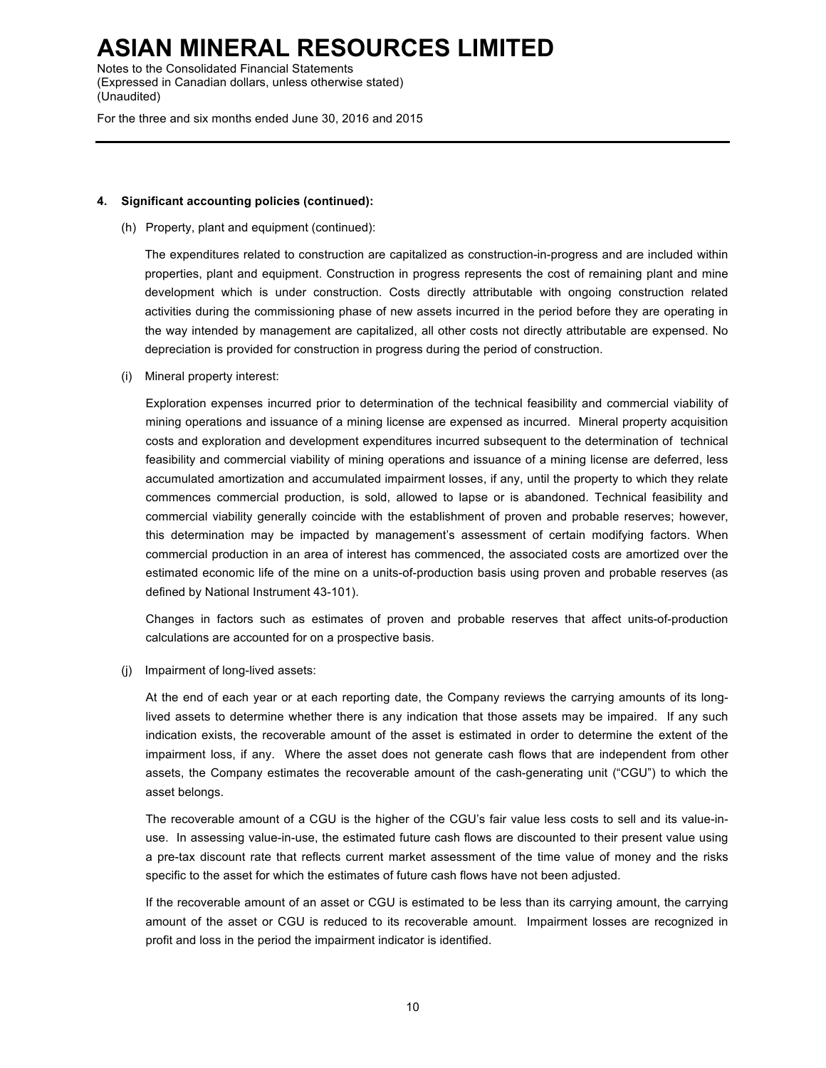**4. Significant accounting policies (continued):**

(h) Property, plant and equipment (continued):

The expenditures related to construction are capitalized as construction-in-progress and are included within properties, plant and equipment. Construction in progress represents the cost of remaining plant and mine development which is under construction. Costs directly attributable with ongoing construction related activities during the commissioning phase of new assets incurred in the period before they are operating in the way intended by management are capitalized, all other costs not directly attributable are expensed. No depreciation is provided for construction in progress during the period of construction.

(i) Mineral property interest:

Exploration expenses incurred prior to determination of the technical feasibility and commercial viability of mining operations and issuance of a mining license are expensed as incurred. Mineral property acquisition costs and exploration and development expenditures incurred subsequent to the determination of technical feasibility and commercial viability of mining operations and issuance of a mining license are deferred, less accumulated amortization and accumulated impairment losses, if any, until the property to which they relate commences commercial production, is sold, allowed to lapse or is abandoned. Technical feasibility and commercial viability generally coincide with the establishment of proven and probable reserves; however, this determination may be impacted by management's assessment of certain modifying factors. When commercial production in an area of interest has commenced, the associated costs are amortized over the estimated economic life of the mine on a units-of-production basis using proven and probable reserves (as defined by National Instrument 43-101).

Changes in factors such as estimates of proven and probable reserves that affect units-of-production calculations are accounted for on a prospective basis.

(j) Impairment of long-lived assets:

At the end of each year or at each reporting date, the Company reviews the carrying amounts of its long-lived assets to determine whether there is any indication that those assets may be impaired. If any such indication exists, the recoverable amount of the asset is estimated in order to determine the extent of the impairment loss, if any. Where the asset does not generate cash flows that are independent from other assets, the Company estimates the recoverable amount of the cash-generating unit ("CGU") to which the asset belongs.

The recoverable amount of a CGU is the higher of the CGU's fair value less costs to sell and its value-in-use. In assessing value-in-use, the estimated future cash flows are discounted to their present value using a pre-tax discount rate that reflects current market assessment of the time value of money and the risks specific to the asset for which the estimates of future cash flows have not been adjusted.

If the recoverable amount of an asset or CGU is estimated to be less than its carrying amount, the carrying amount of the asset or CGU is reduced to its recoverable amount. Impairment losses are recognized in profit and loss in the period the impairment indicator is identified.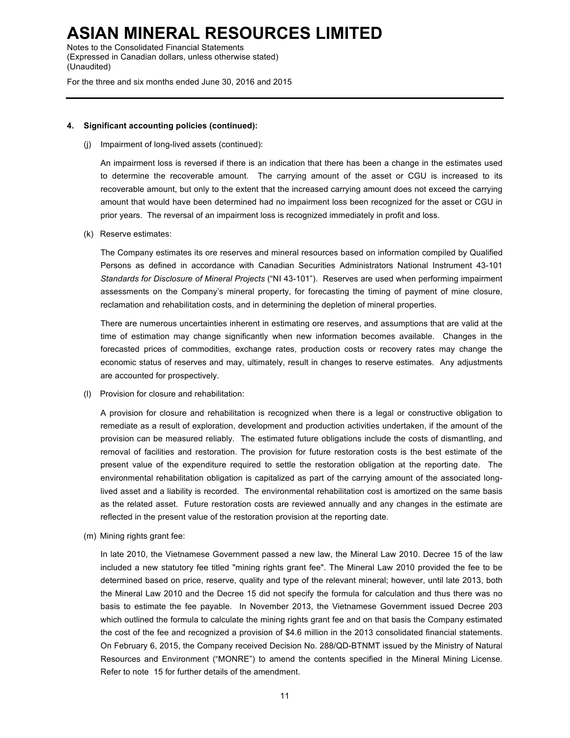**4. Significant accounting policies (continued):**

(j) Impairment of long-lived assets (continued):

An impairment loss is reversed if there is an indication that there has been a change in the estimates used to determine the recoverable amount. The carrying amount of the asset or CGU is increased to its recoverable amount, but only to the extent that the increased carrying amount does not exceed the carrying amount that would have been determined had no impairment loss been recognized for the asset or CGU in prior years. The reversal of an impairment loss is recognized immediately in profit and loss.

(k) Reserve estimates:

The Company estimates its ore reserves and mineral resources based on information compiled by Qualified Persons as defined in accordance with Canadian Securities Administrators National Instrument 43-101 *Standards for Disclosure of Mineral Projects* ("NI 43-101"). Reserves are used when performing impairment assessments on the Company's mineral property, for forecasting the timing of payment of mine closure, reclamation and rehabilitation costs, and in determining the depletion of mineral properties.

There are numerous uncertainties inherent in estimating ore reserves, and assumptions that are valid at the time of estimation may change significantly when new information becomes available. Changes in the forecasted prices of commodities, exchange rates, production costs or recovery rates may change the economic status of reserves and may, ultimately, result in changes to reserve estimates. Any adjustments are accounted for prospectively.

(l) Provision for closure and rehabilitation:

A provision for closure and rehabilitation is recognized when there is a legal or constructive obligation to remediate as a result of exploration, development and production activities undertaken, if the amount of the provision can be measured reliably. The estimated future obligations include the costs of dismantling, and removal of facilities and restoration. The provision for future restoration costs is the best estimate of the present value of the expenditure required to settle the restoration obligation at the reporting date. The environmental rehabilitation obligation is capitalized as part of the carrying amount of the associated long-lived asset and a liability is recorded. The environmental rehabilitation cost is amortized on the same basis as the related asset. Future restoration costs are reviewed annually and any changes in the estimate are reflected in the present value of the restoration provision at the reporting date.

(m) Mining rights grant fee:

In late 2010, the Vietnamese Government passed a new law, the Mineral Law 2010. Decree 15 of the law included a new statutory fee titled "mining rights grant fee". The Mineral Law 2010 provided the fee to be determined based on price, reserve, quality and type of the relevant mineral; however, until late 2013, both the Mineral Law 2010 and the Decree 15 did not specify the formula for calculation and thus there was no basis to estimate the fee payable. In November 2013, the Vietnamese Government issued Decree 203 which outlined the formula to calculate the mining rights grant fee and on that basis the Company estimated the cost of the fee and recognized a provision of $4.6 million in the 2013 consolidated financial statements. On February 6, 2015, the Company received Decision No. 288/QD-BTNMT issued by the Ministry of Natural Resources and Environment ("MONRE") to amend the contents specified in the Mineral Mining License. Refer to note 15 for further details of the amendment.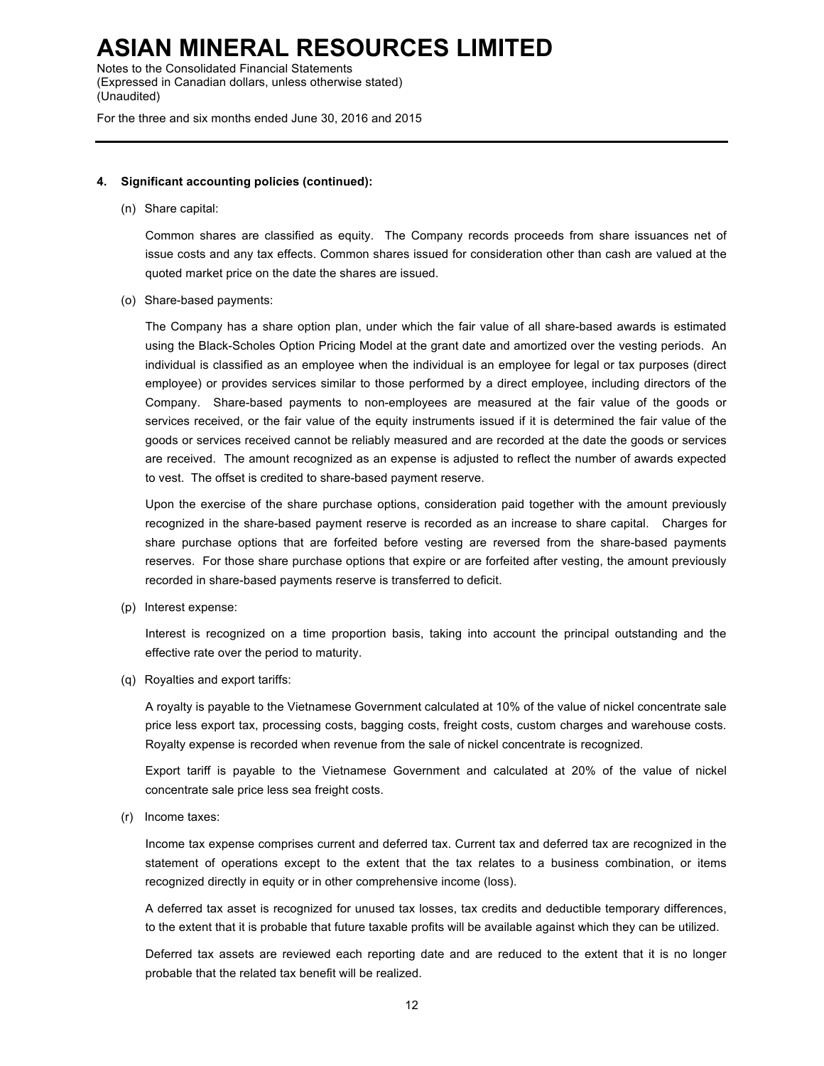#### 4. Significant accounting policies (continued):

(n) Share capital:

Common shares are classified as equity. The Company records proceeds from share issuances net of issue costs and any tax effects. Common shares issued for consideration other than cash are valued at the quoted market price on the date the shares are issued.

(o) Share-based payments:

The Company has a share option plan, under which the fair value of all share-based awards is estimated using the Black-Scholes Option Pricing Model at the grant date and amortized over the vesting periods. An individual is classified as an employee when the individual is an employee for legal or tax purposes (direct employee) or provides services similar to those performed by a direct employee, including directors of the Company. Share-based payments to non-employees are measured at the fair value of the goods or services received, or the fair value of the equity instruments issued if it is determined the fair value of the goods or services received cannot be reliably measured and are recorded at the date the goods or services are received. The amount recognized as an expense is adjusted to reflect the number of awards expected to vest. The offset is credited to share-based payment reserve.

Upon the exercise of the share purchase options, consideration paid together with the amount previously recognized in the share-based payment reserve is recorded as an increase to share capital. Charges for share purchase options that are forfeited before vesting are reversed from the share-based payments reserves. For those share purchase options that expire or are forfeited after vesting, the amount previously recorded in share-based payments reserve is transferred to deficit.

(p) Interest expense:

Interest is recognized on a time proportion basis, taking into account the principal outstanding and the effective rate over the period to maturity.

(q) Royalties and export tariffs:

A royalty is payable to the Vietnamese Government calculated at 10% of the value of nickel concentrate sale price less export tax, processing costs, bagging costs, freight costs, custom charges and warehouse costs. Royalty expense is recorded when revenue from the sale of nickel concentrate is recognized.

Export tariff is payable to the Vietnamese Government and calculated at 20% of the value of nickel concentrate sale price less sea freight costs.

(r) Income taxes:

Income tax expense comprises current and deferred tax. Current tax and deferred tax are recognized in the statement of operations except to the extent that the tax relates to a business combination, or items recognized directly in equity or in other comprehensive income (loss).

A deferred tax asset is recognized for unused tax losses, tax credits and deductible temporary differences, to the extent that it is probable that future taxable profits will be available against which they can be utilized.

Deferred tax assets are reviewed each reporting date and are reduced to the extent that it is no longer probable that the related tax benefit will be realized.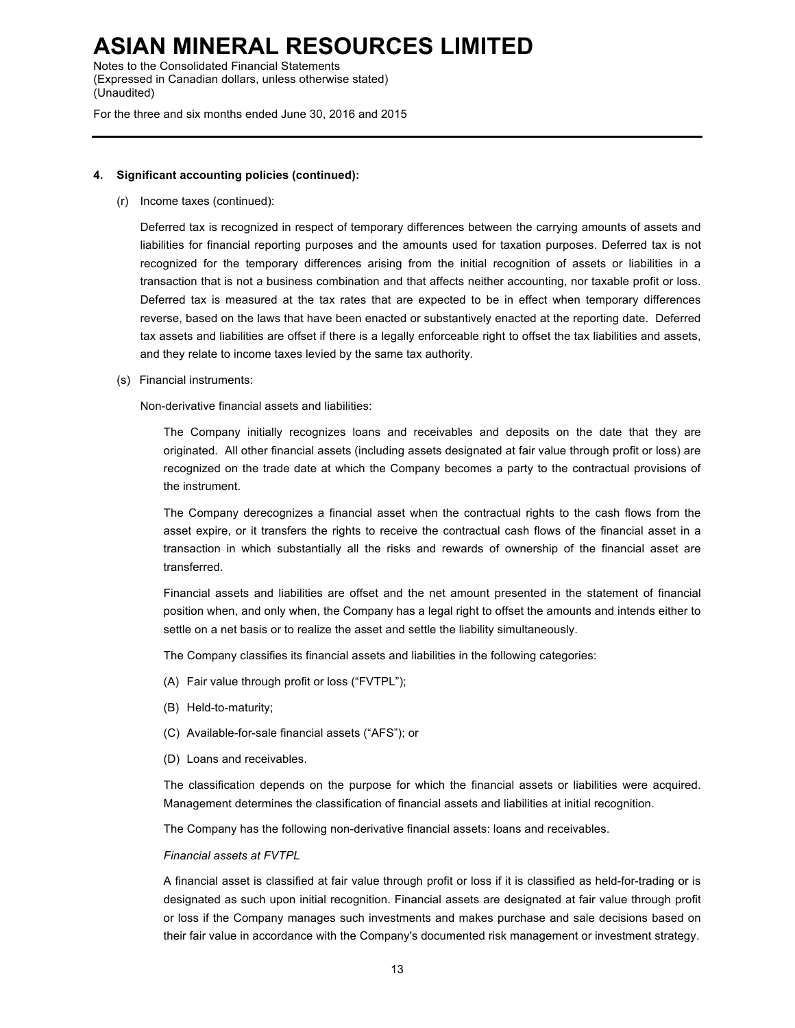#### 4. Significant accounting policies (continued):

(r) Income taxes (continued):

Deferred tax is recognized in respect of temporary differences between the carrying amounts of assets and liabilities for financial reporting purposes and the amounts used for taxation purposes. Deferred tax is not recognized for the temporary differences arising from the initial recognition of assets or liabilities in a transaction that is not a business combination and that affects neither accounting, nor taxable profit or loss. Deferred tax is measured at the tax rates that are expected to be in effect when temporary differences reverse, based on the laws that have been enacted or substantively enacted at the reporting date. Deferred tax assets and liabilities are offset if there is a legally enforceable right to offset the tax liabilities and assets, and they relate to income taxes levied by the same tax authority.

(s) Financial instruments:

Non-derivative financial assets and liabilities:

The Company initially recognizes loans and receivables and deposits on the date that they are originated. All other financial assets (including assets designated at fair value through profit or loss) are recognized on the trade date at which the Company becomes a party to the contractual provisions of the instrument.

The Company derecognizes a financial asset when the contractual rights to the cash flows from the asset expire, or it transfers the rights to receive the contractual cash flows of the financial asset in a transaction in which substantially all the risks and rewards of ownership of the financial asset are transferred.

Financial assets and liabilities are offset and the net amount presented in the statement of financial position when, and only when, the Company has a legal right to offset the amounts and intends either to settle on a net basis or to realize the asset and settle the liability simultaneously.

The Company classifies its financial assets and liabilities in the following categories:

(A) Fair value through profit or loss ("FVTPL");

(B) Held-to-maturity;

(C) Available-for-sale financial assets ("AFS"); or

(D) Loans and receivables.

The classification depends on the purpose for which the financial assets or liabilities were acquired. Management determines the classification of financial assets and liabilities at initial recognition.

The Company has the following non-derivative financial assets: loans and receivables.

*Financial assets at FVTPL*

A financial asset is classified at fair value through profit or loss if it is classified as held-for-trading or is designated as such upon initial recognition. Financial assets are designated at fair value through profit or loss if the Company manages such investments and makes purchase and sale decisions based on their fair value in accordance with the Company's documented risk management or investment strategy.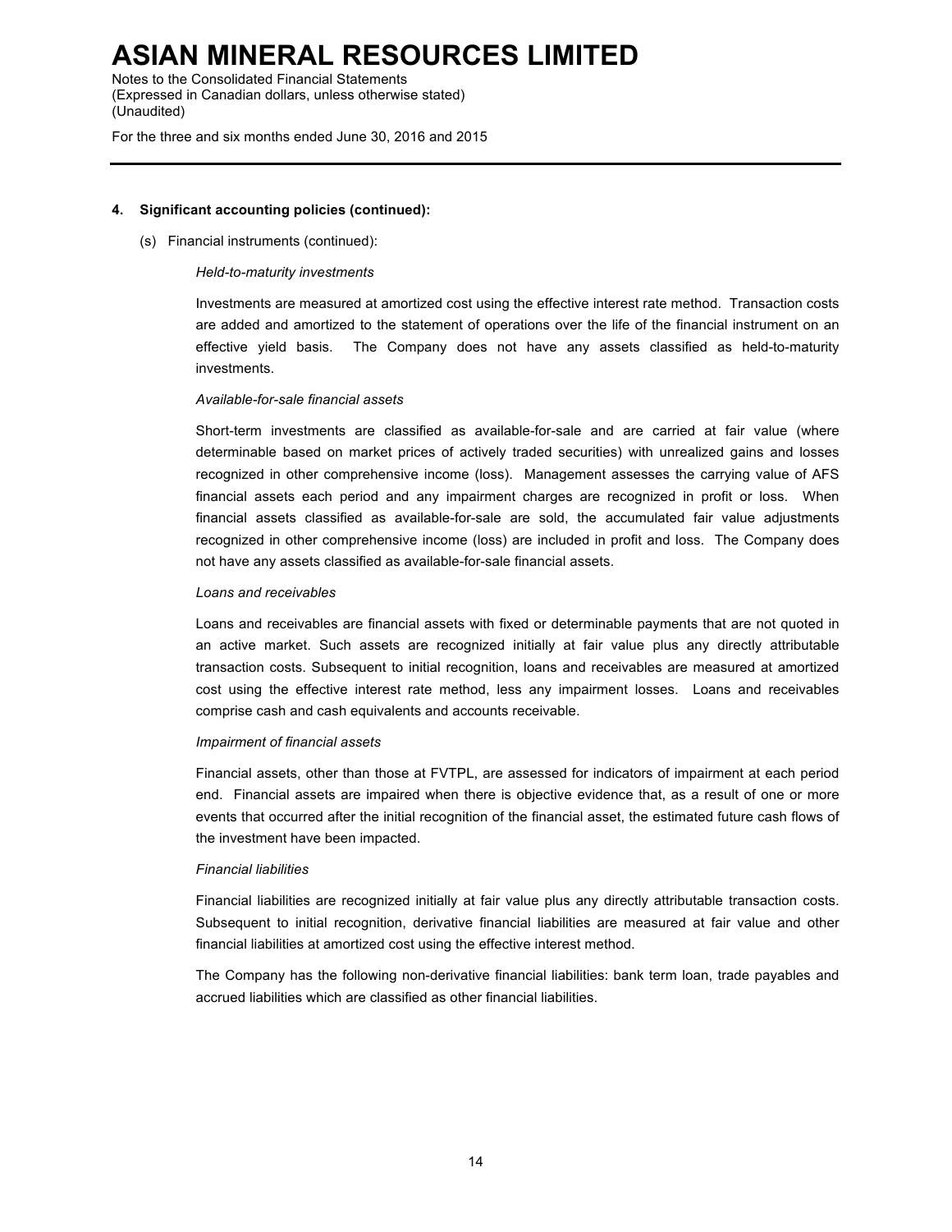**4. Significant accounting policies (continued):**

(s) Financial instruments (continued):

*Held-to-maturity investments*

Investments are measured at amortized cost using the effective interest rate method. Transaction costs are added and amortized to the statement of operations over the life of the financial instrument on an effective yield basis. The Company does not have any assets classified as held-to-maturity investments.

*Available-for-sale financial assets*

Short-term investments are classified as available-for-sale and are carried at fair value (where determinable based on market prices of actively traded securities) with unrealized gains and losses recognized in other comprehensive income (loss). Management assesses the carrying value of AFS financial assets each period and any impairment charges are recognized in profit or loss. When financial assets classified as available-for-sale are sold, the accumulated fair value adjustments recognized in other comprehensive income (loss) are included in profit and loss. The Company does not have any assets classified as available-for-sale financial assets.

*Loans and receivables*

Loans and receivables are financial assets with fixed or determinable payments that are not quoted in an active market. Such assets are recognized initially at fair value plus any directly attributable transaction costs. Subsequent to initial recognition, loans and receivables are measured at amortized cost using the effective interest rate method, less any impairment losses. Loans and receivables comprise cash and cash equivalents and accounts receivable.

*Impairment of financial assets*

Financial assets, other than those at FVTPL, are assessed for indicators of impairment at each period end. Financial assets are impaired when there is objective evidence that, as a result of one or more events that occurred after the initial recognition of the financial asset, the estimated future cash flows of the investment have been impacted.

*Financial liabilities*

Financial liabilities are recognized initially at fair value plus any directly attributable transaction costs. Subsequent to initial recognition, derivative financial liabilities are measured at fair value and other financial liabilities at amortized cost using the effective interest method.

The Company has the following non-derivative financial liabilities: bank term loan, trade payables and accrued liabilities which are classified as other financial liabilities.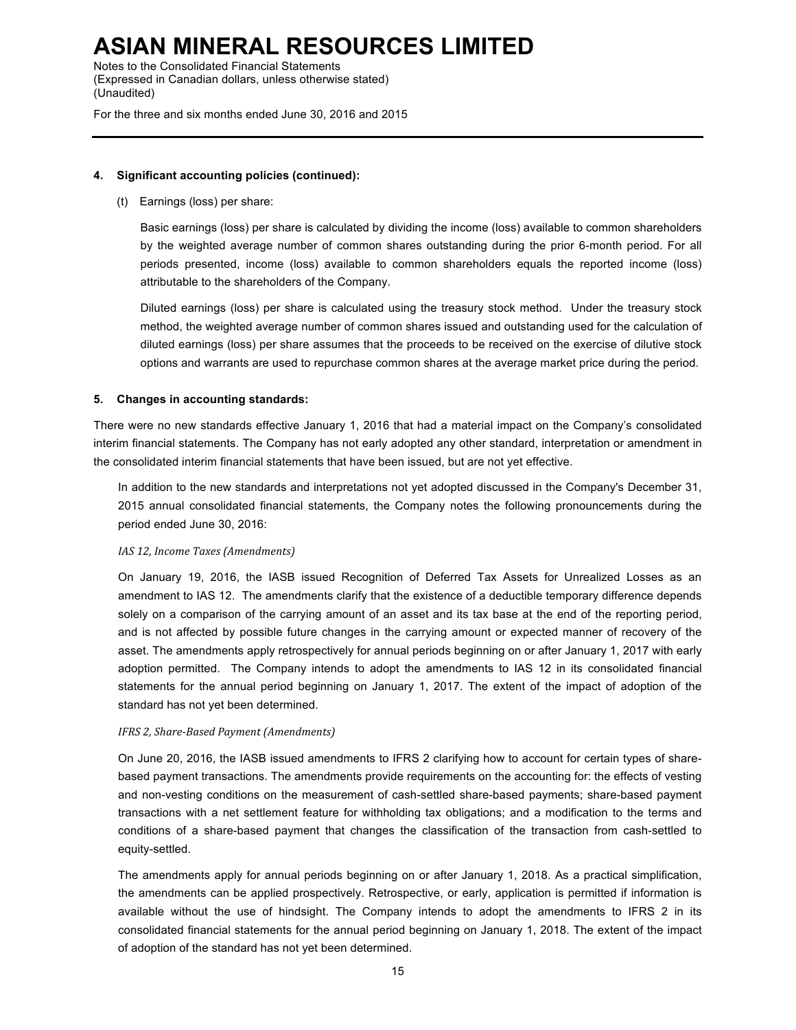**4. Significant accounting policies (continued):**

(t) Earnings (loss) per share:

Basic earnings (loss) per share is calculated by dividing the income (loss) available to common shareholders by the weighted average number of common shares outstanding during the prior 6-month period. For all periods presented, income (loss) available to common shareholders equals the reported income (loss) attributable to the shareholders of the Company.

Diluted earnings (loss) per share is calculated using the treasury stock method. Under the treasury stock method, the weighted average number of common shares issued and outstanding used for the calculation of diluted earnings (loss) per share assumes that the proceeds to be received on the exercise of dilutive stock options and warrants are used to repurchase common shares at the average market price during the period.

**5. Changes in accounting standards:**

There were no new standards effective January 1, 2016 that had a material impact on the Company's consolidated interim financial statements. The Company has not early adopted any other standard, interpretation or amendment in the consolidated interim financial statements that have been issued, but are not yet effective.

In addition to the new standards and interpretations not yet adopted discussed in the Company's December 31, 2015 annual consolidated financial statements, the Company notes the following pronouncements during the period ended June 30, 2016:

*IAS 12, Income Taxes (Amendments)*

On January 19, 2016, the IASB issued Recognition of Deferred Tax Assets for Unrealized Losses as an amendment to IAS 12. The amendments clarify that the existence of a deductible temporary difference depends solely on a comparison of the carrying amount of an asset and its tax base at the end of the reporting period, and is not affected by possible future changes in the carrying amount or expected manner of recovery of the asset. The amendments apply retrospectively for annual periods beginning on or after January 1, 2017 with early adoption permitted. The Company intends to adopt the amendments to IAS 12 in its consolidated financial statements for the annual period beginning on January 1, 2017. The extent of the impact of adoption of the standard has not yet been determined.

*IFRS 2, Share-Based Payment (Amendments)*

On June 20, 2016, the IASB issued amendments to IFRS 2 clarifying how to account for certain types of share-based payment transactions. The amendments provide requirements on the accounting for: the effects of vesting and non-vesting conditions on the measurement of cash-settled share-based payments; share-based payment transactions with a net settlement feature for withholding tax obligations; and a modification to the terms and conditions of a share-based payment that changes the classification of the transaction from cash-settled to equity-settled.

The amendments apply for annual periods beginning on or after January 1, 2018. As a practical simplification, the amendments can be applied prospectively. Retrospective, or early, application is permitted if information is available without the use of hindsight. The Company intends to adopt the amendments to IFRS 2 in its consolidated financial statements for the annual period beginning on January 1, 2018. The extent of the impact of adoption of the standard has not yet been determined.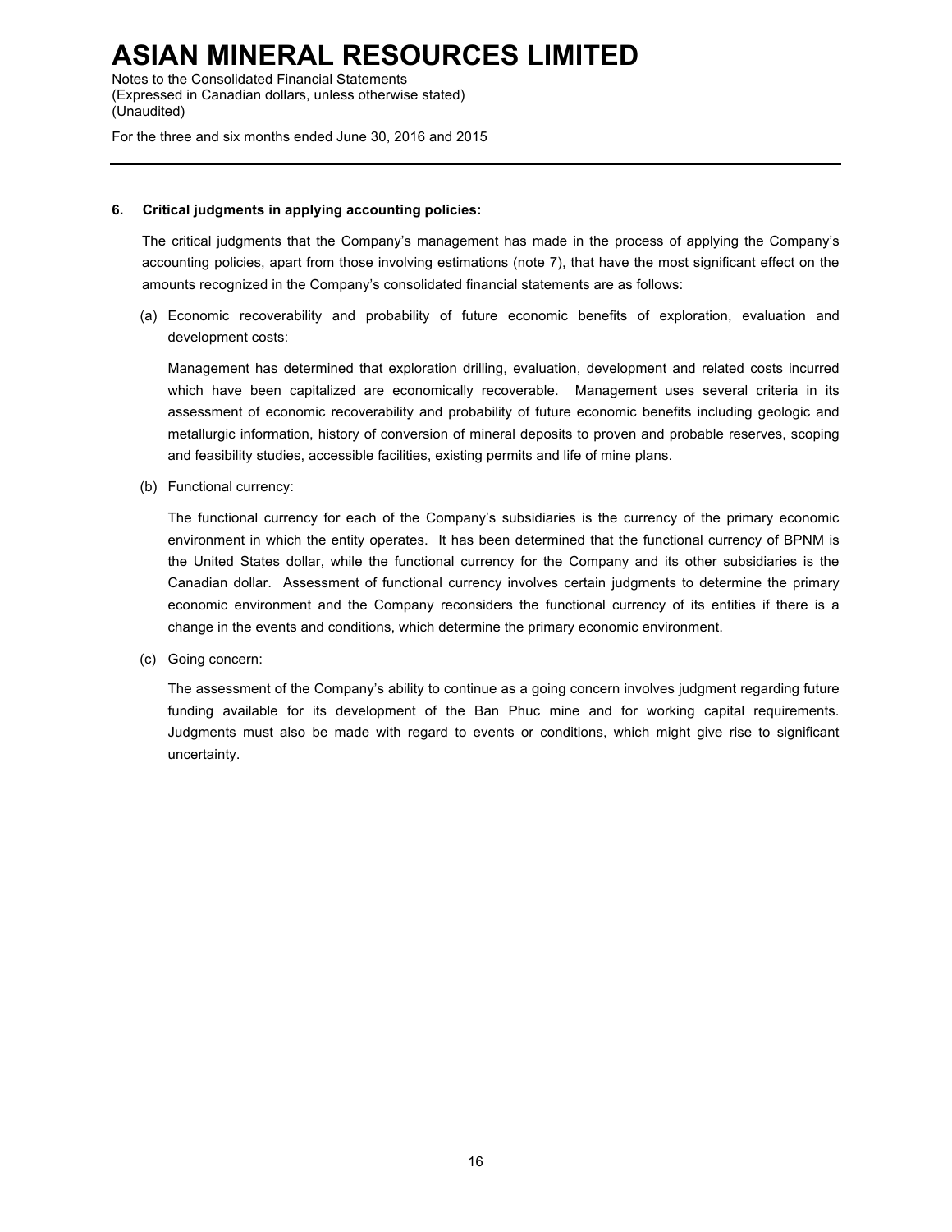## 6. Critical judgments in applying accounting policies:

The critical judgments that the Company's management has made in the process of applying the Company's accounting policies, apart from those involving estimations (note 7), that have the most significant effect on the amounts recognized in the Company's consolidated financial statements are as follows:

(a) Economic recoverability and probability of future economic benefits of exploration, evaluation and development costs:

Management has determined that exploration drilling, evaluation, development and related costs incurred which have been capitalized are economically recoverable. Management uses several criteria in its assessment of economic recoverability and probability of future economic benefits including geologic and metallurgic information, history of conversion of mineral deposits to proven and probable reserves, scoping and feasibility studies, accessible facilities, existing permits and life of mine plans.

(b) Functional currency:

The functional currency for each of the Company's subsidiaries is the currency of the primary economic environment in which the entity operates. It has been determined that the functional currency of BPNM is the United States dollar, while the functional currency for the Company and its other subsidiaries is the Canadian dollar. Assessment of functional currency involves certain judgments to determine the primary economic environment and the Company reconsiders the functional currency of its entities if there is a change in the events and conditions, which determine the primary economic environment.

(c) Going concern:

The assessment of the Company's ability to continue as a going concern involves judgment regarding future funding available for its development of the Ban Phuc mine and for working capital requirements. Judgments must also be made with regard to events or conditions, which might give rise to significant uncertainty.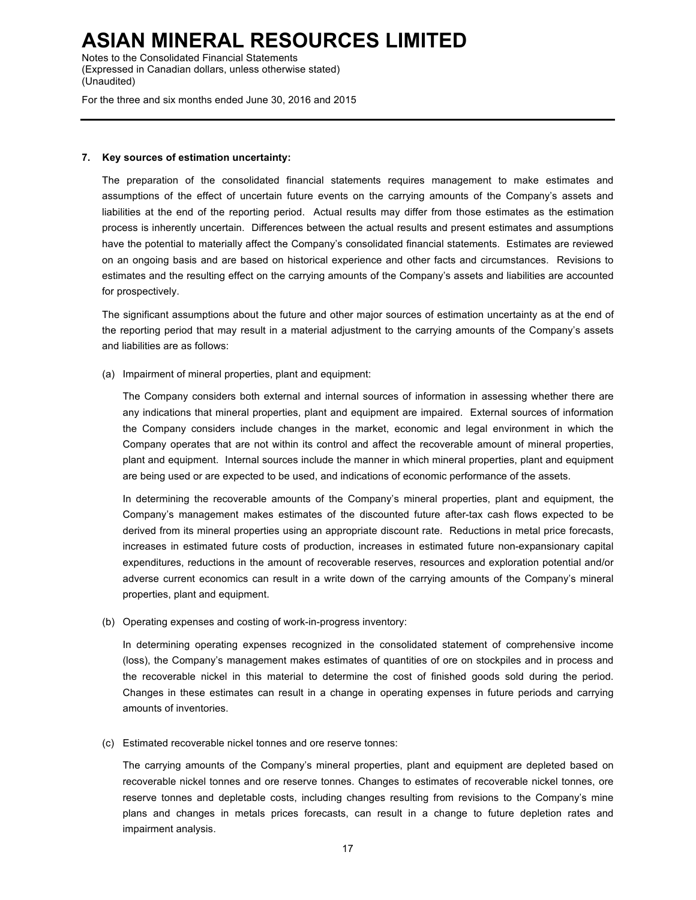### 7. Key sources of estimation uncertainty:

The preparation of the consolidated financial statements requires management to make estimates and assumptions of the effect of uncertain future events on the carrying amounts of the Company's assets and liabilities at the end of the reporting period. Actual results may differ from those estimates as the estimation process is inherently uncertain. Differences between the actual results and present estimates and assumptions have the potential to materially affect the Company's consolidated financial statements. Estimates are reviewed on an ongoing basis and are based on historical experience and other facts and circumstances. Revisions to estimates and the resulting effect on the carrying amounts of the Company's assets and liabilities are accounted for prospectively.

The significant assumptions about the future and other major sources of estimation uncertainty as at the end of the reporting period that may result in a material adjustment to the carrying amounts of the Company's assets and liabilities are as follows:

(a) Impairment of mineral properties, plant and equipment:

The Company considers both external and internal sources of information in assessing whether there are any indications that mineral properties, plant and equipment are impaired. External sources of information the Company considers include changes in the market, economic and legal environment in which the Company operates that are not within its control and affect the recoverable amount of mineral properties, plant and equipment. Internal sources include the manner in which mineral properties, plant and equipment are being used or are expected to be used, and indications of economic performance of the assets.

In determining the recoverable amounts of the Company's mineral properties, plant and equipment, the Company's management makes estimates of the discounted future after-tax cash flows expected to be derived from its mineral properties using an appropriate discount rate. Reductions in metal price forecasts, increases in estimated future costs of production, increases in estimated future non-expansionary capital expenditures, reductions in the amount of recoverable reserves, resources and exploration potential and/or adverse current economics can result in a write down of the carrying amounts of the Company's mineral properties, plant and equipment.

(b) Operating expenses and costing of work-in-progress inventory:

In determining operating expenses recognized in the consolidated statement of comprehensive income (loss), the Company's management makes estimates of quantities of ore on stockpiles and in process and the recoverable nickel in this material to determine the cost of finished goods sold during the period. Changes in these estimates can result in a change in operating expenses in future periods and carrying amounts of inventories.

(c) Estimated recoverable nickel tonnes and ore reserve tonnes:

The carrying amounts of the Company's mineral properties, plant and equipment are depleted based on recoverable nickel tonnes and ore reserve tonnes. Changes to estimates of recoverable nickel tonnes, ore reserve tonnes and depletable costs, including changes resulting from revisions to the Company's mine plans and changes in metals prices forecasts, can result in a change to future depletion rates and impairment analysis.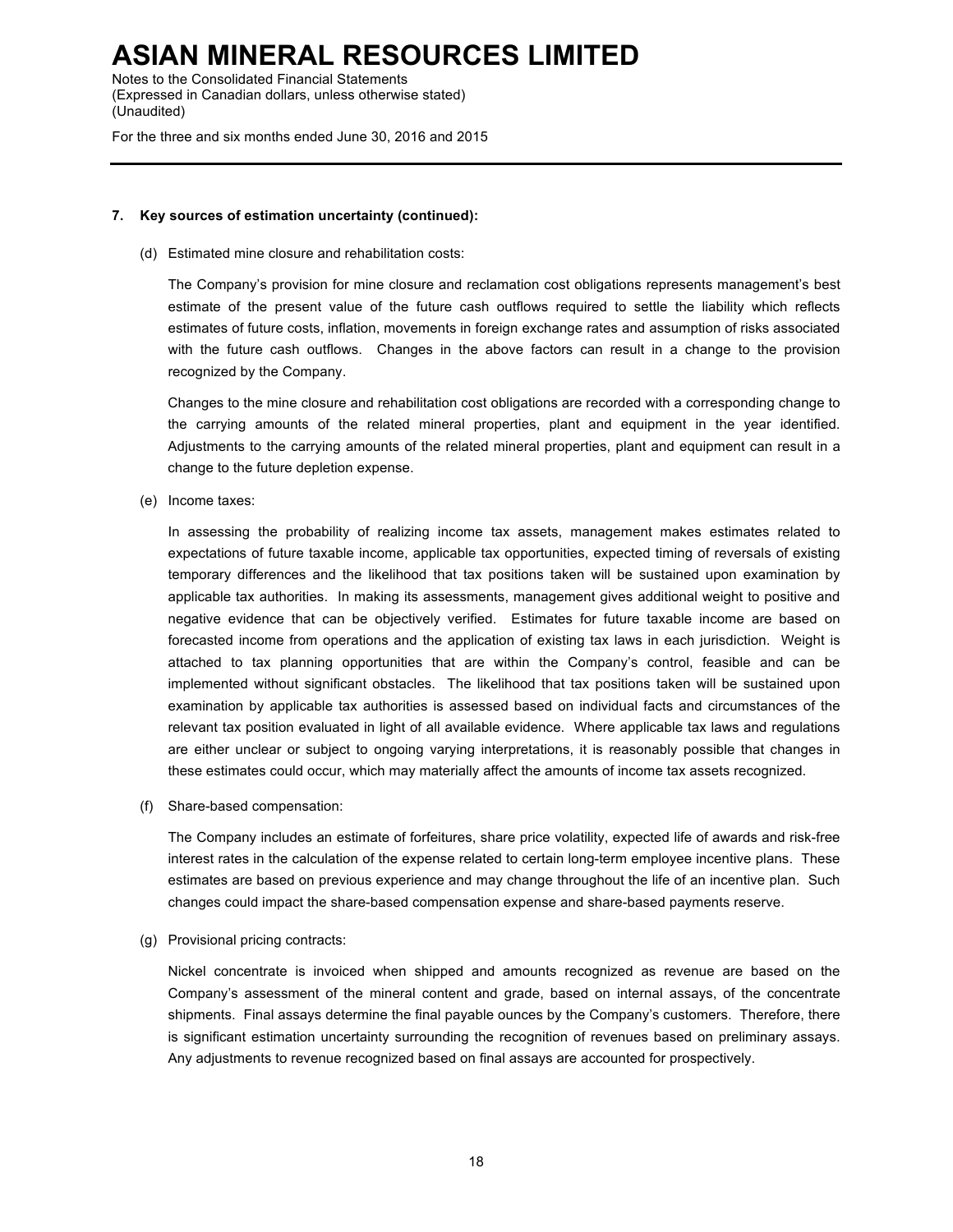### 7. Key sources of estimation uncertainty (continued):

(d) Estimated mine closure and rehabilitation costs:

The Company's provision for mine closure and reclamation cost obligations represents management's best estimate of the present value of the future cash outflows required to settle the liability which reflects estimates of future costs, inflation, movements in foreign exchange rates and assumption of risks associated with the future cash outflows. Changes in the above factors can result in a change to the provision recognized by the Company.

Changes to the mine closure and rehabilitation cost obligations are recorded with a corresponding change to the carrying amounts of the related mineral properties, plant and equipment in the year identified. Adjustments to the carrying amounts of the related mineral properties, plant and equipment can result in a change to the future depletion expense.

(e) Income taxes:

In assessing the probability of realizing income tax assets, management makes estimates related to expectations of future taxable income, applicable tax opportunities, expected timing of reversals of existing temporary differences and the likelihood that tax positions taken will be sustained upon examination by applicable tax authorities. In making its assessments, management gives additional weight to positive and negative evidence that can be objectively verified. Estimates for future taxable income are based on forecasted income from operations and the application of existing tax laws in each jurisdiction. Weight is attached to tax planning opportunities that are within the Company's control, feasible and can be implemented without significant obstacles. The likelihood that tax positions taken will be sustained upon examination by applicable tax authorities is assessed based on individual facts and circumstances of the relevant tax position evaluated in light of all available evidence. Where applicable tax laws and regulations are either unclear or subject to ongoing varying interpretations, it is reasonably possible that changes in these estimates could occur, which may materially affect the amounts of income tax assets recognized.

(f) Share-based compensation:

The Company includes an estimate of forfeitures, share price volatility, expected life of awards and risk-free interest rates in the calculation of the expense related to certain long-term employee incentive plans. These estimates are based on previous experience and may change throughout the life of an incentive plan. Such changes could impact the share-based compensation expense and share-based payments reserve.

(g) Provisional pricing contracts:

Nickel concentrate is invoiced when shipped and amounts recognized as revenue are based on the Company's assessment of the mineral content and grade, based on internal assays, of the concentrate shipments. Final assays determine the final payable ounces by the Company's customers. Therefore, there is significant estimation uncertainty surrounding the recognition of revenues based on preliminary assays. Any adjustments to revenue recognized based on final assays are accounted for prospectively.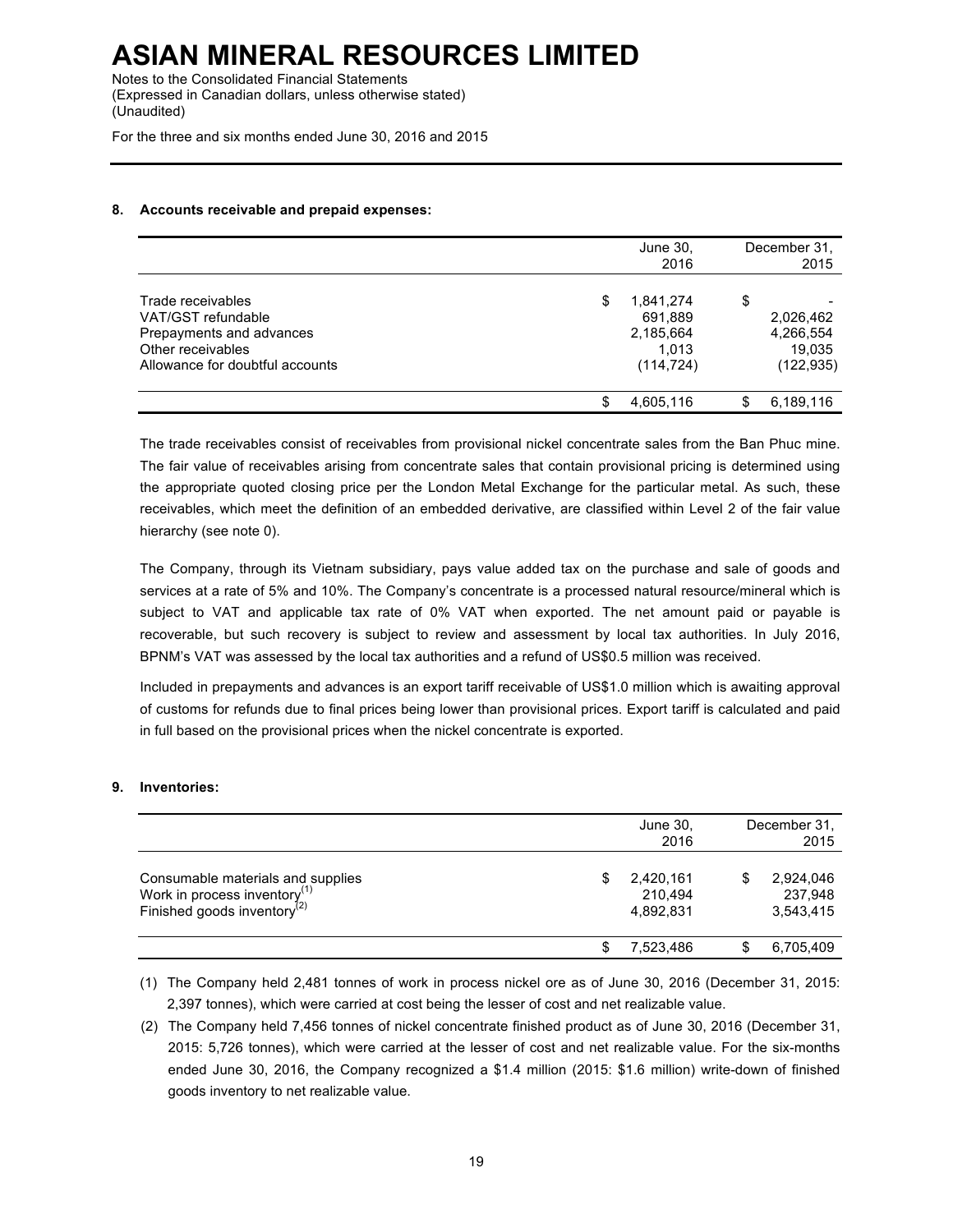### 8. Accounts receivable and prepaid expenses:

| | June 30, 2016 | December 31, 2015 |
|---|---|---|
| Trade receivables | $ 1,841,274 | $ - |
| VAT/GST refundable | 691,889 | 2,026,462 |
| Prepayments and advances | 2,185,664 | 4,266,554 |
| Other receivables | 1,013 | 19,035 |
| Allowance for doubtful accounts | (114,724) | (122,935) |
| | $ 4,605,116 | $ 6,189,116 |

The trade receivables consist of receivables from provisional nickel concentrate sales from the Ban Phuc mine. The fair value of receivables arising from concentrate sales that contain provisional pricing is determined using the appropriate quoted closing price per the London Metal Exchange for the particular metal. As such, these receivables, which meet the definition of an embedded derivative, are classified within Level 2 of the fair value hierarchy (see note 0).

The Company, through its Vietnam subsidiary, pays value added tax on the purchase and sale of goods and services at a rate of 5% and 10%. The Company's concentrate is a processed natural resource/mineral which is subject to VAT and applicable tax rate of 0% VAT when exported. The net amount paid or payable is recoverable, but such recovery is subject to review and assessment by local tax authorities. In July 2016, BPNM's VAT was assessed by the local tax authorities and a refund of US$0.5 million was received.

Included in prepayments and advances is an export tariff receivable of US$1.0 million which is awaiting approval of customs for refunds due to final prices being lower than provisional prices. Export tariff is calculated and paid in full based on the provisional prices when the nickel concentrate is exported.

### 9. Inventories:

| | June 30, 2016 | December 31, 2015 |
|---|---|---|
| Consumable materials and supplies | $ 2,420,161 | $ 2,924,046 |
| Work in process inventory[(1)] | 210,494 | 237,948 |
| Finished goods inventory[(2)] | 4,892,831 | 3,543,415 |
| | $ 7,523,486 | $ 6,705,409 |

(1) The Company held 2,481 tonnes of work in process nickel ore as of June 30, 2016 (December 31, 2015: 2,397 tonnes), which were carried at cost being the lesser of cost and net realizable value.

(2) The Company held 7,456 tonnes of nickel concentrate finished product as of June 30, 2016 (December 31, 2015: 5,726 tonnes), which were carried at the lesser of cost and net realizable value. For the six-months ended June 30, 2016, the Company recognized a $1.4 million (2015: $1.6 million) write-down of finished goods inventory to net realizable value.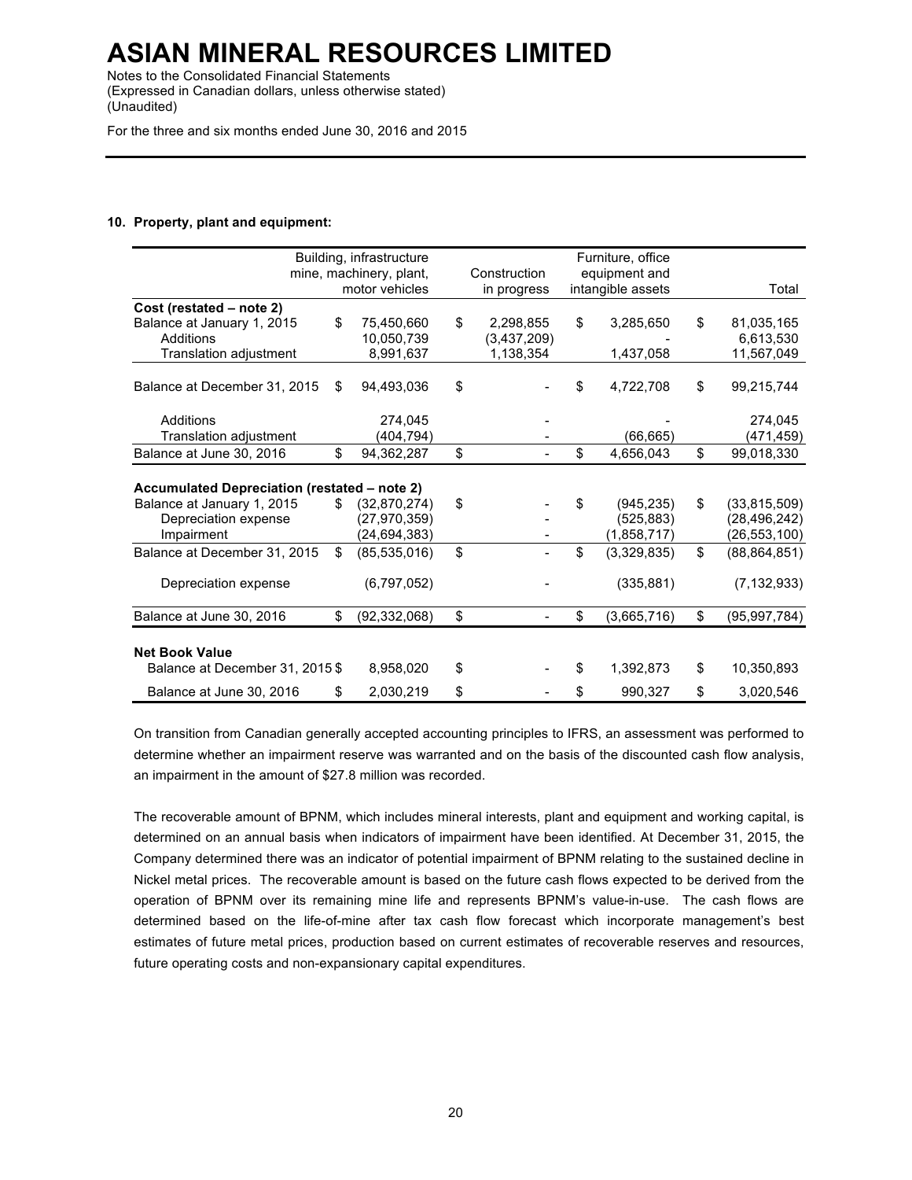# ASIAN MINERAL RESOURCES LIMITED

Notes to the Consolidated Financial Statements
(Expressed in Canadian dollars, unless otherwise stated)
(Unaudited)

For the three and six months ended June 30, 2016 and 2015

**10. Property, plant and equipment:**

| | Building, infrastructure mine, machinery, plant, motor vehicles | Construction in progress | Furniture, office equipment and intangible assets | Total |
|---|---|---|---|---|
| **Cost (restated – note 2)** | | | | |
| Balance at January 1, 2015 | $ 75,450,660 | $ 2,298,855 | $ 3,285,650 | $ 81,035,165 |
| Additions | 10,050,739 | (3,437,209) | - | 6,613,530 |
| Translation adjustment | 8,991,637 | 1,138,354 | 1,437,058 | 11,567,049 |
| Balance at December 31, 2015 | $ 94,493,036 | $ - | $ 4,722,708 | $ 99,215,744 |
| Additions | 274,045 | - | - | 274,045 |
| Translation adjustment | (404,794) | - | (66,665) | (471,459) |
| Balance at June 30, 2016 | $ 94,362,287 | $ - | $ 4,656,043 | $ 99,018,330 |
| **Accumulated Depreciation (restated – note 2)** | | | | |
| Balance at January 1, 2015 | $ (32,870,274) | $ - | $ (945,235) | $ (33,815,509) |
| Depreciation expense | (27,970,359) | - | (525,883) | (28,496,242) |
| Impairment | (24,694,383) | - | (1,858,717) | (26,553,100) |
| Balance at December 31, 2015 | $ (85,535,016) | $ - | $ (3,329,835) | $ (88,864,851) |
| Depreciation expense | (6,797,052) | - | (335,881) | (7,132,933) |
| Balance at June 30, 2016 | $ (92,332,068) | $ - | $ (3,665,716) | $ (95,997,784) |
| **Net Book Value** | | | | |
| Balance at December 31, 2015 | $ 8,958,020 | $ - | $ 1,392,873 | $ 10,350,893 |
| Balance at June 30, 2016 | $ 2,030,219 | $ - | $ 990,327 | $ 3,020,546 |

On transition from Canadian generally accepted accounting principles to IFRS, an assessment was performed to determine whether an impairment reserve was warranted and on the basis of the discounted cash flow analysis, an impairment in the amount of $27.8 million was recorded.

The recoverable amount of BPNM, which includes mineral interests, plant and equipment and working capital, is determined on an annual basis when indicators of impairment have been identified. At December 31, 2015, the Company determined there was an indicator of potential impairment of BPNM relating to the sustained decline in Nickel metal prices. The recoverable amount is based on the future cash flows expected to be derived from the operation of BPNM over its remaining mine life and represents BPNM's value-in-use. The cash flows are determined based on the life-of-mine after tax cash flow forecast which incorporate management's best estimates of future metal prices, production based on current estimates of recoverable reserves and resources, future operating costs and non-expansionary capital expenditures.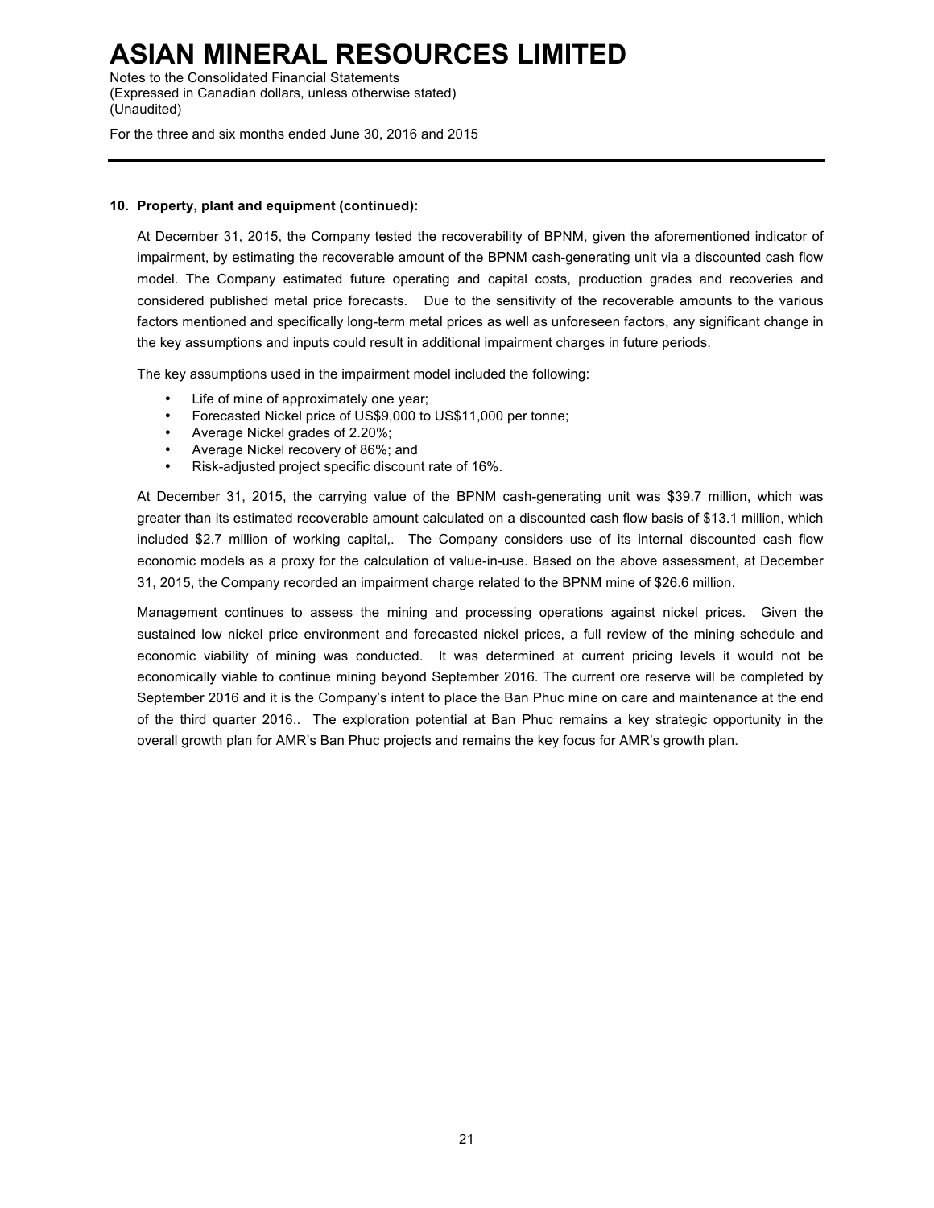**10. Property, plant and equipment (continued):**

At December 31, 2015, the Company tested the recoverability of BPNM, given the aforementioned indicator of impairment, by estimating the recoverable amount of the BPNM cash-generating unit via a discounted cash flow model. The Company estimated future operating and capital costs, production grades and recoveries and considered published metal price forecasts. Due to the sensitivity of the recoverable amounts to the various factors mentioned and specifically long-term metal prices as well as unforeseen factors, any significant change in the key assumptions and inputs could result in additional impairment charges in future periods.

The key assumptions used in the impairment model included the following:

- Life of mine of approximately one year;
- Forecasted Nickel price of US$9,000 to US$11,000 per tonne;
- Average Nickel grades of 2.20%;
- Average Nickel recovery of 86%; and
- Risk-adjusted project specific discount rate of 16%.

At December 31, 2015, the carrying value of the BPNM cash-generating unit was $39.7 million, which was greater than its estimated recoverable amount calculated on a discounted cash flow basis of $13.1 million, which included $2.7 million of working capital,. The Company considers use of its internal discounted cash flow economic models as a proxy for the calculation of value-in-use. Based on the above assessment, at December 31, 2015, the Company recorded an impairment charge related to the BPNM mine of $26.6 million.

Management continues to assess the mining and processing operations against nickel prices. Given the sustained low nickel price environment and forecasted nickel prices, a full review of the mining schedule and economic viability of mining was conducted. It was determined at current pricing levels it would not be economically viable to continue mining beyond September 2016. The current ore reserve will be completed by September 2016 and it is the Company's intent to place the Ban Phuc mine on care and maintenance at the end of the third quarter 2016.. The exploration potential at Ban Phuc remains a key strategic opportunity in the overall growth plan for AMR's Ban Phuc projects and remains the key focus for AMR's growth plan.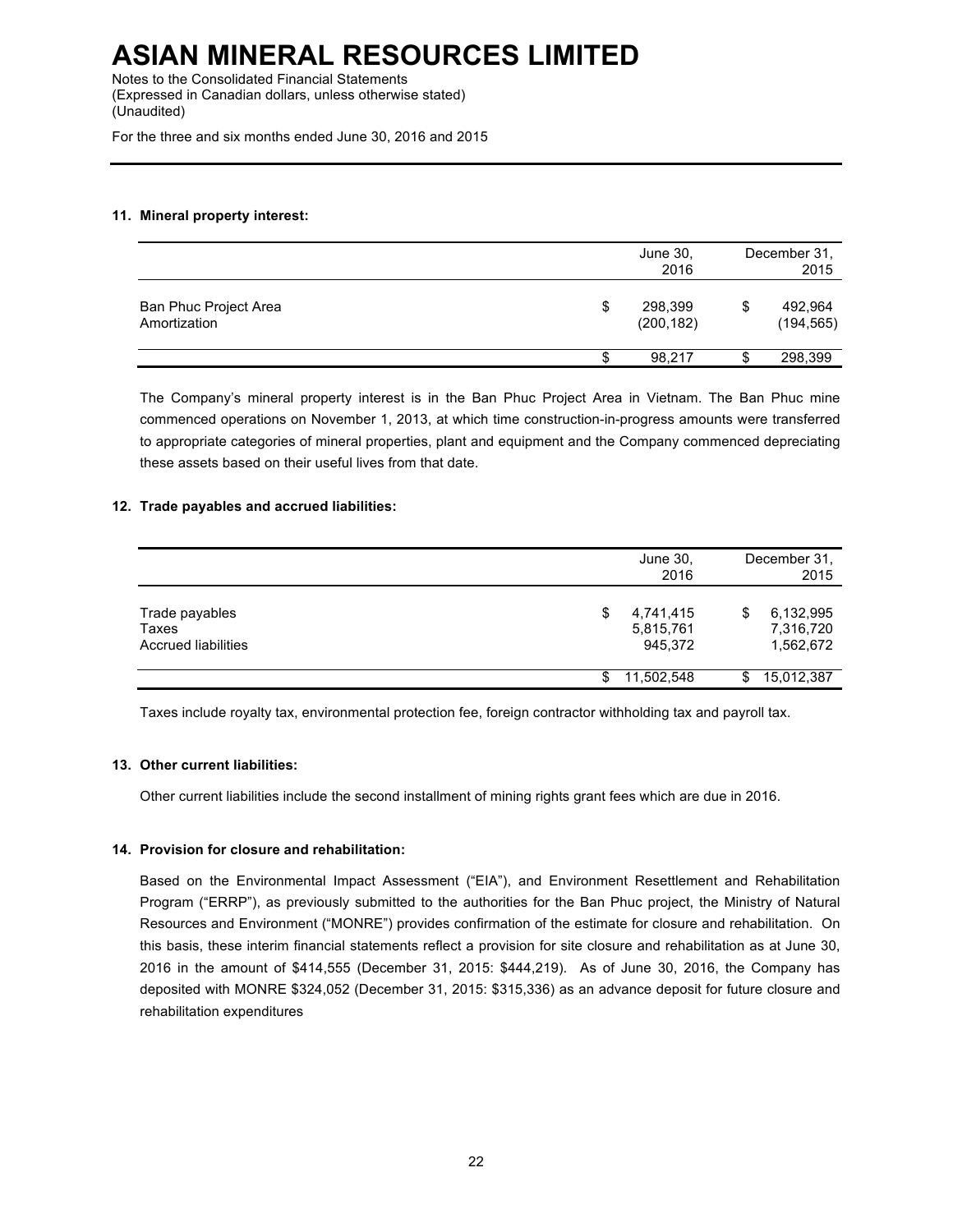# ASIAN MINERAL RESOURCES LIMITED

Notes to the Consolidated Financial Statements
(Expressed in Canadian dollars, unless otherwise stated)
(Unaudited)

For the three and six months ended June 30, 2016 and 2015

### 11. Mineral property interest:

| | June 30, 2016 | December 31, 2015 |
|---|---|---|
| Ban Phuc Project Area | $ 298,399 | $ 492,964 |
| Amortization | (200,182) | (194,565) |
| | $ 98,217 | $ 298,399 |

The Company's mineral property interest is in the Ban Phuc Project Area in Vietnam. The Ban Phuc mine commenced operations on November 1, 2013, at which time construction-in-progress amounts were transferred to appropriate categories of mineral properties, plant and equipment and the Company commenced depreciating these assets based on their useful lives from that date.

### 12. Trade payables and accrued liabilities:

| | June 30, 2016 | December 31, 2015 |
|---|---|---|
| Trade payables | $ 4,741,415 | $ 6,132,995 |
| Taxes | 5,815,761 | 7,316,720 |
| Accrued liabilities | 945,372 | 1,562,672 |
| | $ 11,502,548 | $ 15,012,387 |

Taxes include royalty tax, environmental protection fee, foreign contractor withholding tax and payroll tax.

### 13. Other current liabilities:

Other current liabilities include the second installment of mining rights grant fees which are due in 2016.

### 14. Provision for closure and rehabilitation:

Based on the Environmental Impact Assessment ("EIA"), and Environment Resettlement and Rehabilitation Program ("ERRP"), as previously submitted to the authorities for the Ban Phuc project, the Ministry of Natural Resources and Environment ("MONRE") provides confirmation of the estimate for closure and rehabilitation. On this basis, these interim financial statements reflect a provision for site closure and rehabilitation as at June 30, 2016 in the amount of $414,555 (December 31, 2015: $444,219). As of June 30, 2016, the Company has deposited with MONRE $324,052 (December 31, 2015: $315,336) as an advance deposit for future closure and rehabilitation expenditures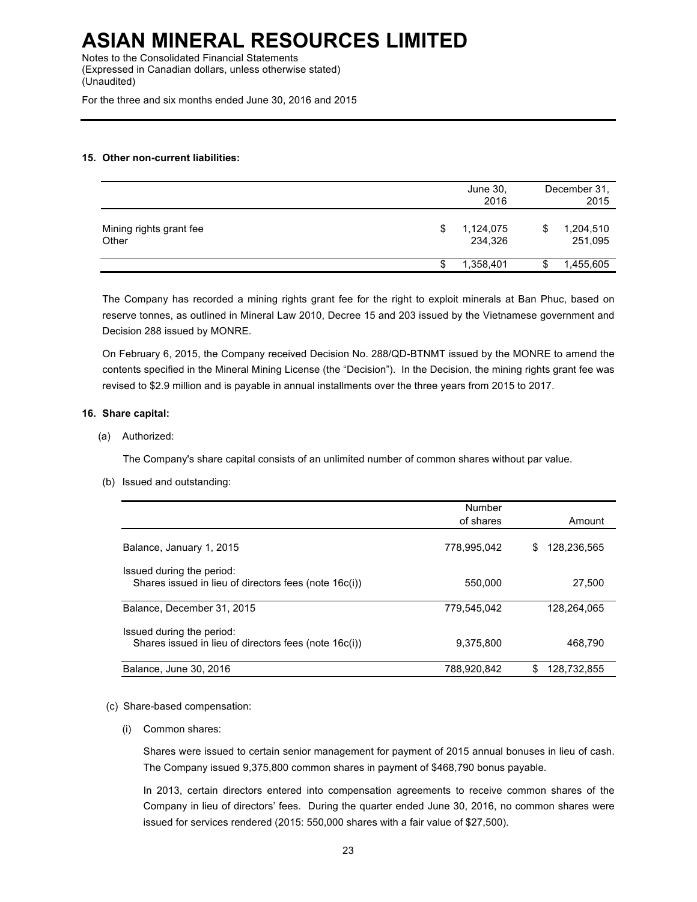# ASIAN MINERAL RESOURCES LIMITED

Notes to the Consolidated Financial Statements
(Expressed in Canadian dollars, unless otherwise stated)
(Unaudited)

For the three and six months ended June 30, 2016 and 2015

**15. Other non-current liabilities:**

| | June 30, 2016 | December 31, 2015 |
|---|---|---|
| Mining rights grant fee | $ 1,124,075 | $ 1,204,510 |
| Other | 234,326 | 251,095 |
| | $ 1,358,401 | $ 1,455,605 |

The Company has recorded a mining rights grant fee for the right to exploit minerals at Ban Phuc, based on reserve tonnes, as outlined in Mineral Law 2010, Decree 15 and 203 issued by the Vietnamese government and Decision 288 issued by MONRE.

On February 6, 2015, the Company received Decision No. 288/QD-BTNMT issued by the MONRE to amend the contents specified in the Mineral Mining License (the "Decision"). In the Decision, the mining rights grant fee was revised to $2.9 million and is payable in annual installments over the three years from 2015 to 2017.

**16. Share capital:**

(a) Authorized:

The Company's share capital consists of an unlimited number of common shares without par value.

(b) Issued and outstanding:

| | Number of shares | Amount |
|---|---|---|
| Balance, January 1, 2015 | 778,995,042 | $ 128,236,565 |
| Issued during the period: | | |
| Shares issued in lieu of directors fees (note 16c(i)) | 550,000 | 27,500 |
| Balance, December 31, 2015 | 779,545,042 | 128,264,065 |
| Issued during the period: | | |
| Shares issued in lieu of directors fees (note 16c(i)) | 9,375,800 | 468,790 |
| Balance, June 30, 2016 | 788,920,842 | $ 128,732,855 |

(c) Share-based compensation:

(i) Common shares:

Shares were issued to certain senior management for payment of 2015 annual bonuses in lieu of cash. The Company issued 9,375,800 common shares in payment of $468,790 bonus payable.

In 2013, certain directors entered into compensation agreements to receive common shares of the Company in lieu of directors' fees. During the quarter ended June 30, 2016, no common shares were issued for services rendered (2015: 550,000 shares with a fair value of $27,500).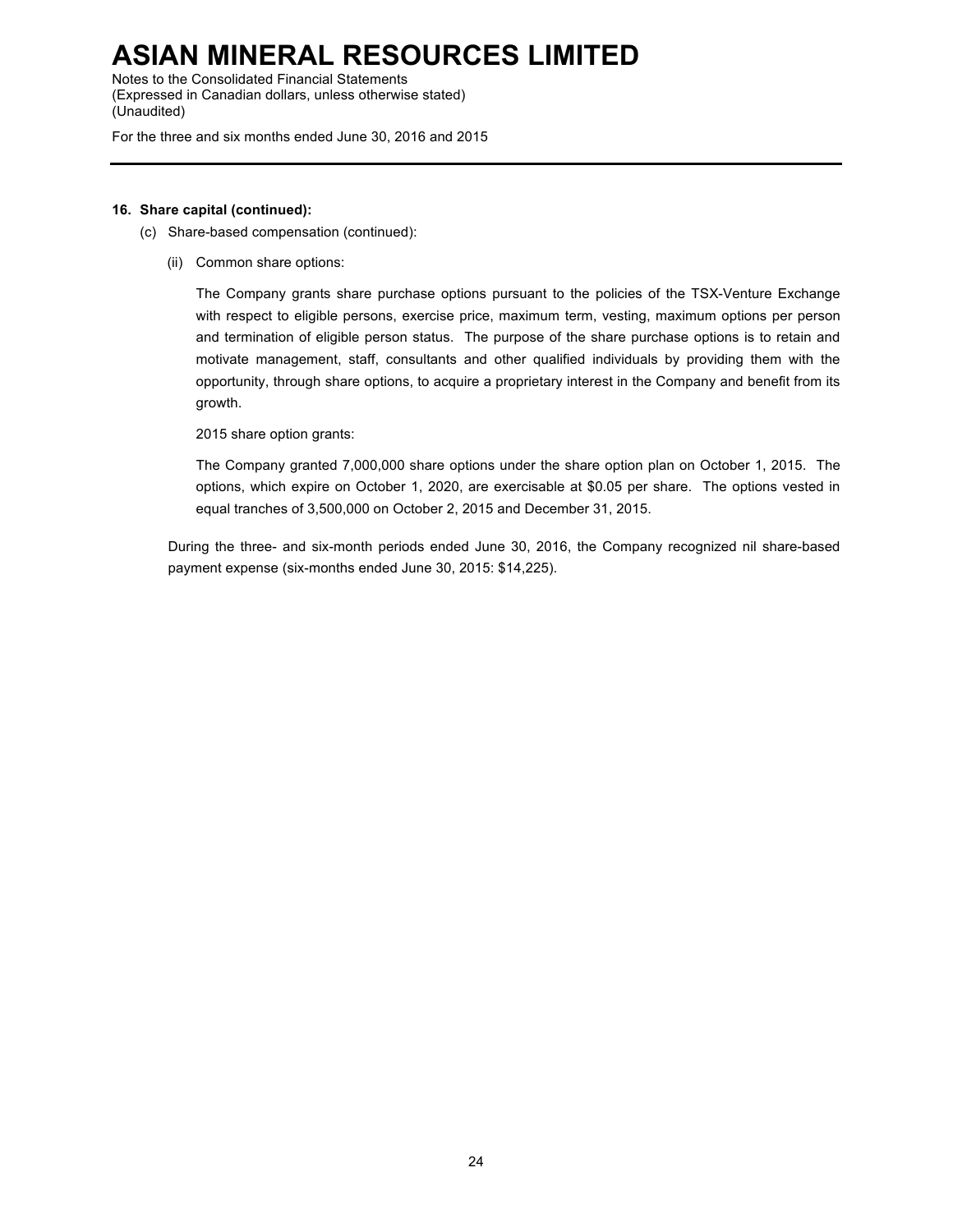**16. Share capital (continued):**

(c) Share-based compensation (continued):

(ii) Common share options:

The Company grants share purchase options pursuant to the policies of the TSX-Venture Exchange with respect to eligible persons, exercise price, maximum term, vesting, maximum options per person and termination of eligible person status. The purpose of the share purchase options is to retain and motivate management, staff, consultants and other qualified individuals by providing them with the opportunity, through share options, to acquire a proprietary interest in the Company and benefit from its growth.

2015 share option grants:

The Company granted 7,000,000 share options under the share option plan on October 1, 2015. The options, which expire on October 1, 2020, are exercisable at $0.05 per share. The options vested in equal tranches of 3,500,000 on October 2, 2015 and December 31, 2015.

During the three- and six-month periods ended June 30, 2016, the Company recognized nil share-based payment expense (six-months ended June 30, 2015: $14,225).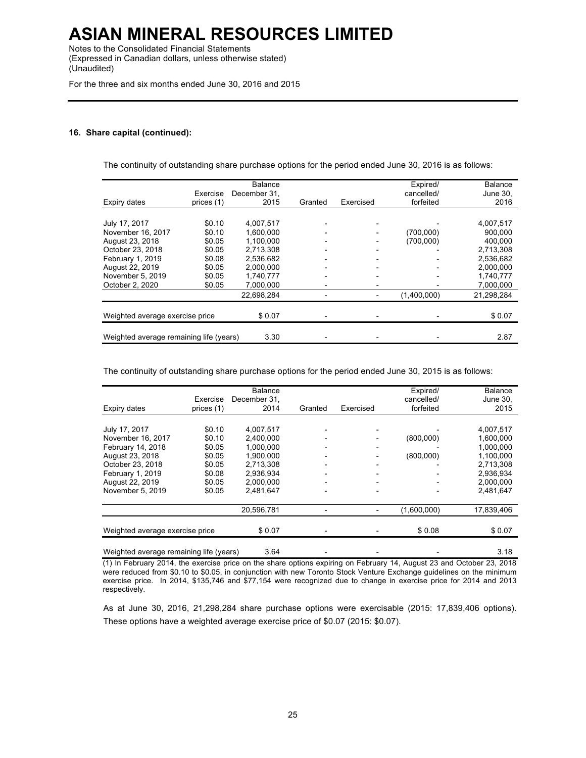### 16. Share capital (continued):

The continuity of outstanding share purchase options for the period ended June 30, 2016 is as follows:

| Expiry dates | Exercise prices (1) | Balance December 31, 2015 | Granted | Exercised | Expired/ cancelled/ forfeited | Balance June 30, 2016 |
|---|---|---|---|---|---|---|
| July 17, 2017 | $0.10 | 4,007,517 | - | - | - | 4,007,517 |
| November 16, 2017 | $0.10 | 1,600,000 | - | - | (700,000) | 900,000 |
| August 23, 2018 | $0.05 | 1,100,000 | - | - | (700,000) | 400,000 |
| October 23, 2018 | $0.05 | 2,713,308 | - | - | - | 2,713,308 |
| February 1, 2019 | $0.08 | 2,536,682 | - | - | - | 2,536,682 |
| August 22, 2019 | $0.05 | 2,000,000 | - | - | - | 2,000,000 |
| November 5, 2019 | $0.05 | 1,740,777 | - | - | - | 1,740,777 |
| October 2, 2020 | $0.05 | 7,000,000 | - | - | - | 7,000,000 |
| | | 22,698,284 | - | - | (1,400,000) | 21,298,284 |
| Weighted average exercise price | | $ 0.07 | - | - | - | $ 0.07 |
| Weighted average remaining life (years) | | 3.30 | - | - | - | 2.87 |

The continuity of outstanding share purchase options for the period ended June 30, 2015 is as follows:

| Expiry dates | Exercise prices (1) | Balance December 31, 2014 | Granted | Exercised | Expired/ cancelled/ forfeited | Balance June 30, 2015 |
|---|---|---|---|---|---|---|
| July 17, 2017 | $0.10 | 4,007,517 | - | - | - | 4,007,517 |
| November 16, 2017 | $0.10 | 2,400,000 | - | - | (800,000) | 1,600,000 |
| February 14, 2018 | $0.05 | 1,000,000 | - | - | - | 1,000,000 |
| August 23, 2018 | $0.05 | 1,900,000 | - | - | (800,000) | 1,100,000 |
| October 23, 2018 | $0.05 | 2,713,308 | - | - | - | 2,713,308 |
| February 1, 2019 | $0.08 | 2,936,934 | - | - | - | 2,936,934 |
| August 22, 2019 | $0.05 | 2,000,000 | - | - | - | 2,000,000 |
| November 5, 2019 | $0.05 | 2,481,647 | - | - | - | 2,481,647 |
| | | 20,596,781 | - | - | (1,600,000) | 17,839,406 |
| Weighted average exercise price | | $ 0.07 | - | - | $ 0.08 | $ 0.07 |
| Weighted average remaining life (years) | | 3.64 | - | - | - | 3.18 |

(1) In February 2014, the exercise price on the share options expiring on February 14, August 23 and October 23, 2018 were reduced from $0.10 to $0.05, in conjunction with new Toronto Stock Venture Exchange guidelines on the minimum exercise price. In 2014, $135,746 and $77,154 were recognized due to change in exercise price for 2014 and 2013 respectively.

As at June 30, 2016, 21,298,284 share purchase options were exercisable (2015: 17,839,406 options). These options have a weighted average exercise price of $0.07 (2015: $0.07).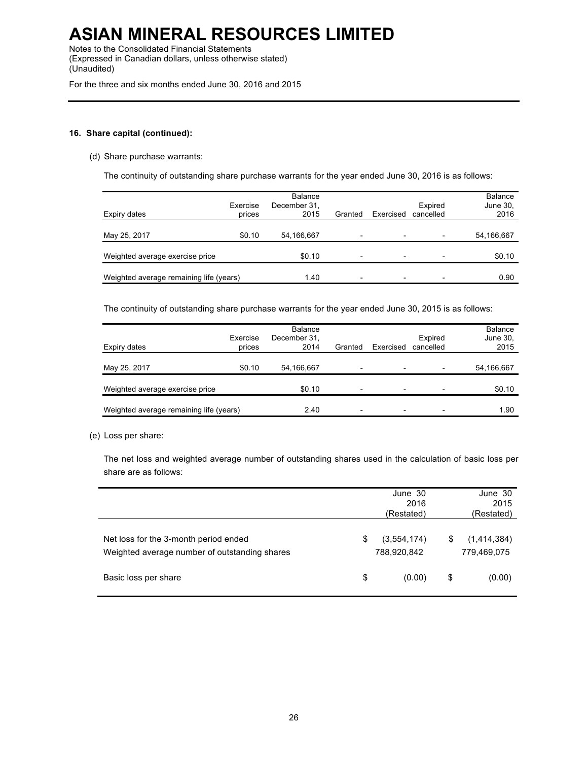# ASIAN MINERAL RESOURCES LIMITED

Notes to the Consolidated Financial Statements
(Expressed in Canadian dollars, unless otherwise stated)
(Unaudited)

For the three and six months ended June 30, 2016 and 2015

**16. Share capital (continued):**

(d) Share purchase warrants:

The continuity of outstanding share purchase warrants for the year ended June 30, 2016 is as follows:

| Expiry dates | Exercise prices | Balance December 31, 2015 | Granted | Exercised | Expired cancelled | Balance June 30, 2016 |
|---|---|---|---|---|---|---|
| May 25, 2017 | $0.10 | 54,166,667 | - | - | - | 54,166,667 |
| Weighted average exercise price | | $0.10 | - | - | - | $0.10 |
| Weighted average remaining life (years) | | 1.40 | - | - | - | 0.90 |

The continuity of outstanding share purchase warrants for the year ended June 30, 2015 is as follows:

| Expiry dates | Exercise prices | Balance December 31, 2014 | Granted | Exercised | Expired cancelled | Balance June 30, 2015 |
|---|---|---|---|---|---|---|
| May 25, 2017 | $0.10 | 54,166,667 | - | - | - | 54,166,667 |
| Weighted average exercise price | | $0.10 | - | - | - | $0.10 |
| Weighted average remaining life (years) | | 2.40 | - | - | - | 1.90 |

(e) Loss per share:

The net loss and weighted average number of outstanding shares used in the calculation of basic loss per share are as follows:

| | June 30 2016 (Restated) | June 30 2015 (Restated) |
|---|---|---|
| Net loss for the 3-month period ended | $ (3,554,174) | $ (1,414,384) |
| Weighted average number of outstanding shares | 788,920,842 | 779,469,075 |
| Basic loss per share | $ (0.00) | $ (0.00) |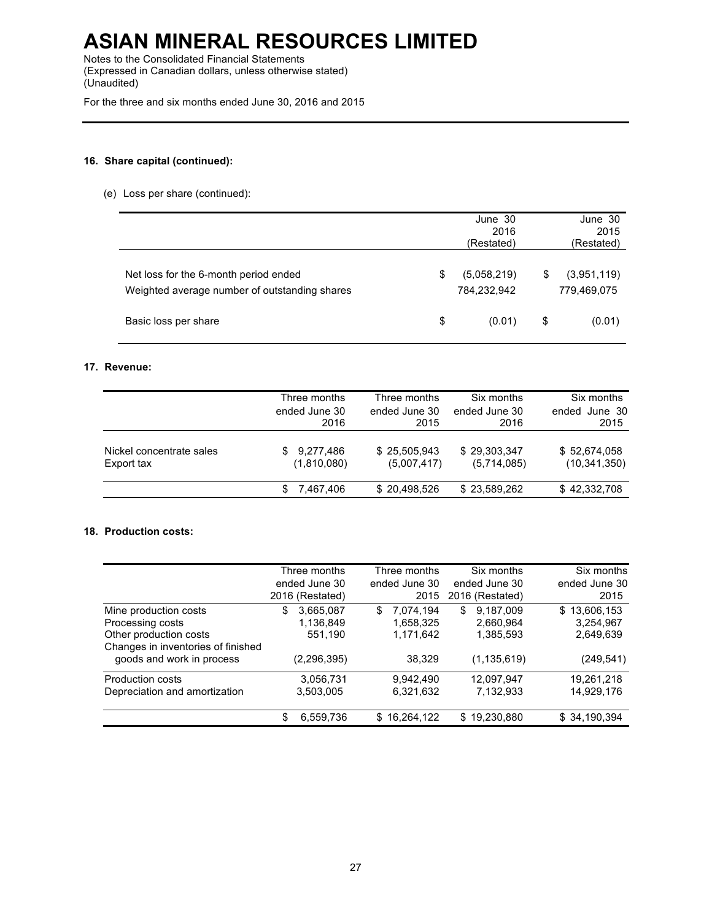**16. Share capital (continued):**

(e) Loss per share (continued):

| | June 30 2016 (Restated) | June 30 2015 (Restated) |
|---|---|---|
| Net loss for the 6-month period ended | $ (5,058,219) | $ (3,951,119) |
| Weighted average number of outstanding shares | 784,232,942 | 779,469,075 |
| Basic loss per share | $ (0.01) | $ (0.01) |

**17. Revenue:**

| | Three months ended June 30 2016 | Three months ended June 30 2015 | Six months ended June 30 2016 | Six months ended June 30 2015 |
|---|---|---|---|---|
| Nickel concentrate sales | $ 9,277,486 | $ 25,505,943 | $ 29,303,347 | $ 52,674,058 |
| Export tax | (1,810,080) | (5,007,417) | (5,714,085) | (10,341,350) |
| | $ 7,467,406 | $ 20,498,526 | $ 23,589,262 | $ 42,332,708 |

**18. Production costs:**

| | Three months ended June 30 2016 (Restated) | Three months ended June 30 2015 | Six months ended June 30 2016 (Restated) | Six months ended June 30 2015 |
|---|---|---|---|---|
| Mine production costs | $ 3,665,087 | $ 7,074,194 | $ 9,187,009 | $ 13,606,153 |
| Processing costs | 1,136,849 | 1,658,325 | 2,660,964 | 3,254,967 |
| Other production costs | 551,190 | 1,171,642 | 1,385,593 | 2,649,639 |
| Changes in inventories of finished goods and work in process | (2,296,395) | 38,329 | (1,135,619) | (249,541) |
| Production costs | 3,056,731 | 9,942,490 | 12,097,947 | 19,261,218 |
| Depreciation and amortization | 3,503,005 | 6,321,632 | 7,132,933 | 14,929,176 |
| | $ 6,559,736 | $ 16,264,122 | $ 19,230,880 | $ 34,190,394 |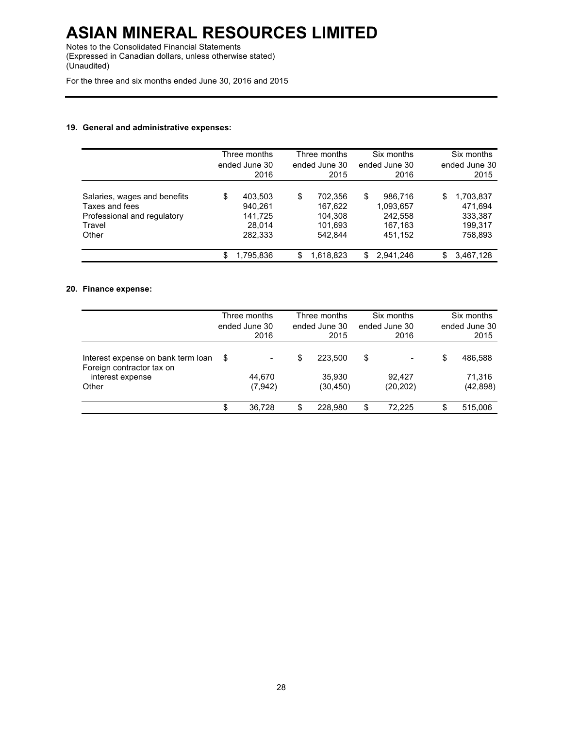# ASIAN MINERAL RESOURCES LIMITED

Notes to the Consolidated Financial Statements
(Expressed in Canadian dollars, unless otherwise stated)
(Unaudited)

For the three and six months ended June 30, 2016 and 2015

### 19. General and administrative expenses:

| | Three months ended June 30 2016 | Three months ended June 30 2015 | Six months ended June 30 2016 | Six months ended June 30 2015 |
|---|---|---|---|---|
| Salaries, wages and benefits | $ 403,503 | $ 702,356 | $ 986,716 | $ 1,703,837 |
| Taxes and fees | 940,261 | 167,622 | 1,093,657 | 471,694 |
| Professional and regulatory | 141,725 | 104,308 | 242,558 | 333,387 |
| Travel | 28,014 | 101,693 | 167,163 | 199,317 |
| Other | 282,333 | 542,844 | 451,152 | 758,893 |
| | $ 1,795,836 | $ 1,618,823 | $ 2,941,246 | $ 3,467,128 |

### 20. Finance expense:

| | Three months ended June 30 2016 | Three months ended June 30 2015 | Six months ended June 30 2016 | Six months ended June 30 2015 |
|---|---|---|---|---|
| Interest expense on bank term loan | $ - | $ 223,500 | $ - | $ 486,588 |
| Foreign contractor tax on interest expense | 44,670 | 35,930 | 92,427 | 71,316 |
| Other | (7,942) | (30,450) | (20,202) | (42,898) |
| | $ 36,728 | $ 228,980 | $ 72,225 | $ 515,006 |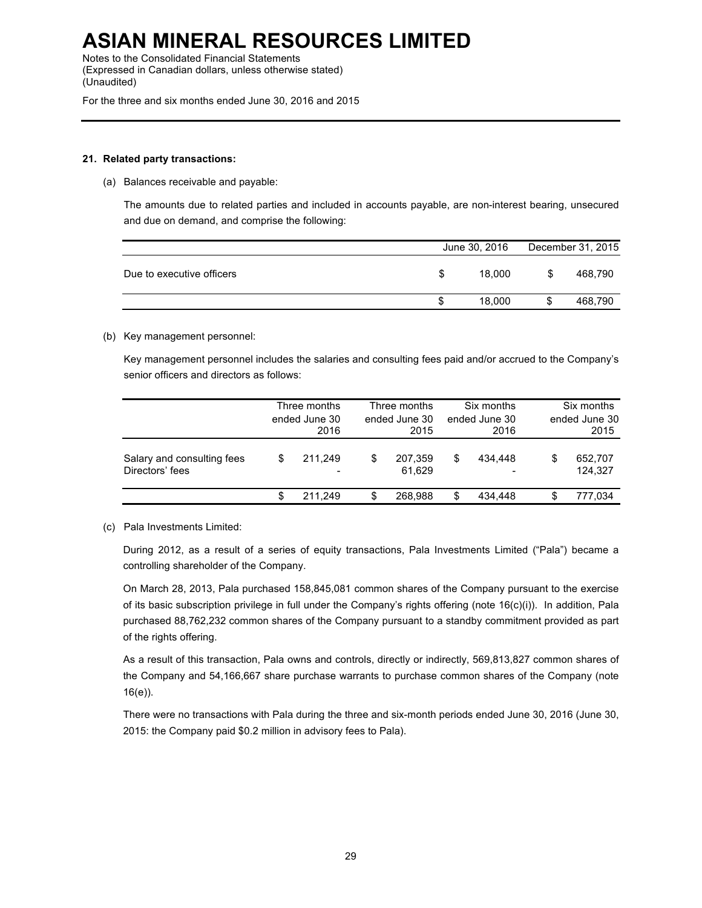# ASIAN MINERAL RESOURCES LIMITED

Notes to the Consolidated Financial Statements
(Expressed in Canadian dollars, unless otherwise stated)
(Unaudited)

For the three and six months ended June 30, 2016 and 2015

## 21. Related party transactions:

(a) Balances receivable and payable:

The amounts due to related parties and included in accounts payable, are non-interest bearing, unsecured and due on demand, and comprise the following:

| | June 30, 2016 | December 31, 2015 |
|---|---|---|
| Due to executive officers | $ 18,000 | $ 468,790 |
| | $ 18,000 | $ 468,790 |

(b) Key management personnel:

Key management personnel includes the salaries and consulting fees paid and/or accrued to the Company's senior officers and directors as follows:

| | Three months ended June 30 2016 | Three months ended June 30 2015 | Six months ended June 30 2016 | Six months ended June 30 2015 |
|---|---|---|---|---|
| Salary and consulting fees | $ 211,249 | $ 207,359 | $ 434,448 | $ 652,707 |
| Directors' fees | - | 61,629 | - | 124,327 |
| | $ 211,249 | $ 268,988 | $ 434,448 | $ 777,034 |

(c) Pala Investments Limited:

During 2012, as a result of a series of equity transactions, Pala Investments Limited ("Pala") became a controlling shareholder of the Company.

On March 28, 2013, Pala purchased 158,845,081 common shares of the Company pursuant to the exercise of its basic subscription privilege in full under the Company's rights offering (note 16(c)(i)). In addition, Pala purchased 88,762,232 common shares of the Company pursuant to a standby commitment provided as part of the rights offering.

As a result of this transaction, Pala owns and controls, directly or indirectly, 569,813,827 common shares of the Company and 54,166,667 share purchase warrants to purchase common shares of the Company (note 16(e)).

There were no transactions with Pala during the three and six-month periods ended June 30, 2016 (June 30, 2015: the Company paid $0.2 million in advisory fees to Pala).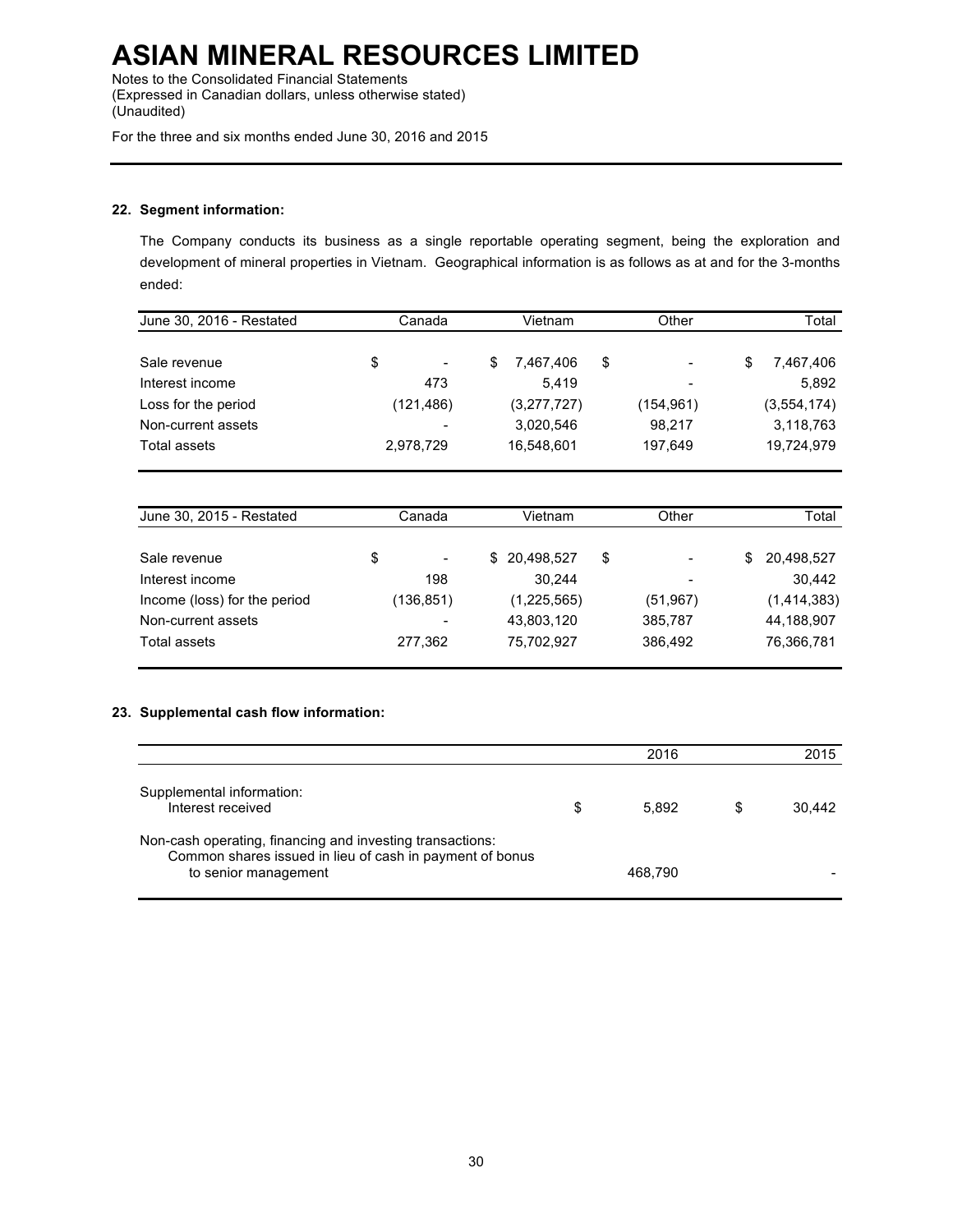# ASIAN MINERAL RESOURCES LIMITED

Notes to the Consolidated Financial Statements
(Expressed in Canadian dollars, unless otherwise stated)
(Unaudited)

For the three and six months ended June 30, 2016 and 2015

## 22. Segment information:

The Company conducts its business as a single reportable operating segment, being the exploration and development of mineral properties in Vietnam. Geographical information is as follows as at and for the 3-months ended:

| June 30, 2016 - Restated | Canada | Vietnam | Other | Total |
|---|---|---|---|---|
| Sale revenue | $ - | $ 7,467,406 | $ - | $ 7,467,406 |
| Interest income | 473 | 5,419 | - | 5,892 |
| Loss for the period | (121,486) | (3,277,727) | (154,961) | (3,554,174) |
| Non-current assets | - | 3,020,546 | 98,217 | 3,118,763 |
| Total assets | 2,978,729 | 16,548,601 | 197,649 | 19,724,979 |

| June 30, 2015 - Restated | Canada | Vietnam | Other | Total |
|---|---|---|---|---|
| Sale revenue | $ - | $ 20,498,527 | $ - | $ 20,498,527 |
| Interest income | 198 | 30,244 | - | 30,442 |
| Income (loss) for the period | (136,851) | (1,225,565) | (51,967) | (1,414,383) |
| Non-current assets | - | 43,803,120 | 385,787 | 44,188,907 |
| Total assets | 277,362 | 75,702,927 | 386,492 | 76,366,781 |

## 23. Supplemental cash flow information:

| | 2016 | 2015 |
|---|---|---|
| Supplemental information: | | |
| Interest received | $ 5,892 | $ 30,442 |
| Non-cash operating, financing and investing transactions: | | |
| Common shares issued in lieu of cash in payment of bonus to senior management | 468,790 | - |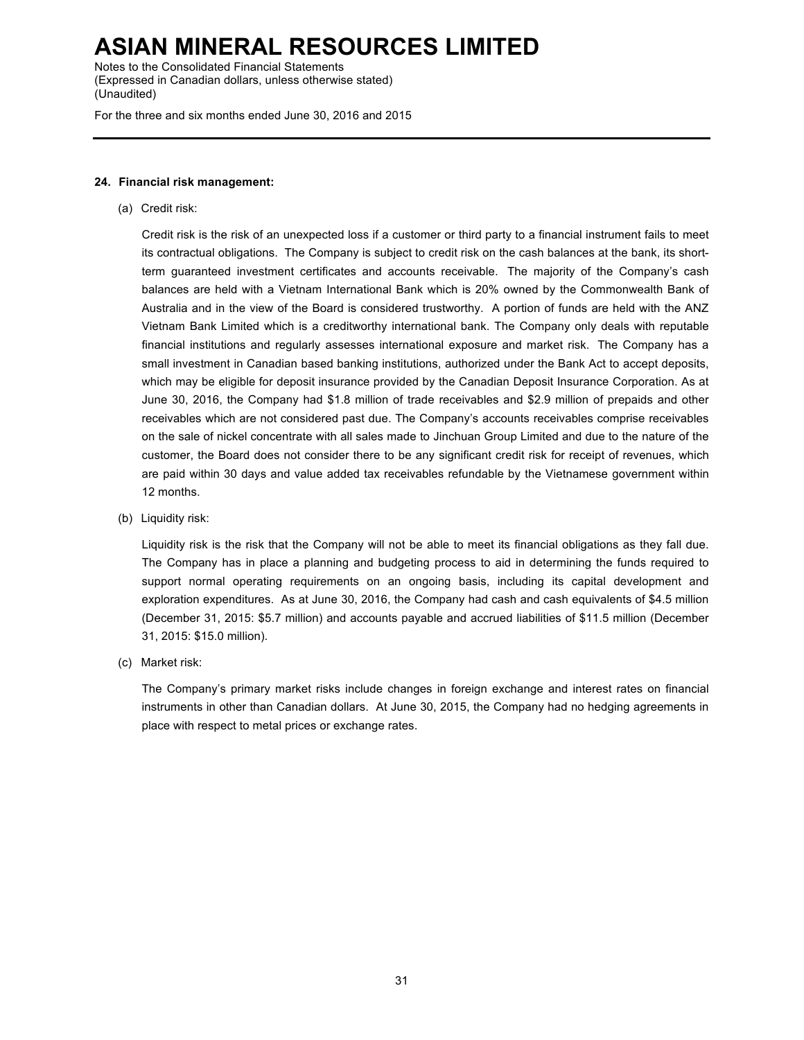### 24. Financial risk management:

(a) Credit risk:

Credit risk is the risk of an unexpected loss if a customer or third party to a financial instrument fails to meet its contractual obligations. The Company is subject to credit risk on the cash balances at the bank, its short-term guaranteed investment certificates and accounts receivable. The majority of the Company's cash balances are held with a Vietnam International Bank which is 20% owned by the Commonwealth Bank of Australia and in the view of the Board is considered trustworthy. A portion of funds are held with the ANZ Vietnam Bank Limited which is a creditworthy international bank. The Company only deals with reputable financial institutions and regularly assesses international exposure and market risk. The Company has a small investment in Canadian based banking institutions, authorized under the Bank Act to accept deposits, which may be eligible for deposit insurance provided by the Canadian Deposit Insurance Corporation. As at June 30, 2016, the Company had $1.8 million of trade receivables and $2.9 million of prepaids and other receivables which are not considered past due. The Company's accounts receivables comprise receivables on the sale of nickel concentrate with all sales made to Jinchuan Group Limited and due to the nature of the customer, the Board does not consider there to be any significant credit risk for receipt of revenues, which are paid within 30 days and value added tax receivables refundable by the Vietnamese government within 12 months.

(b) Liquidity risk:

Liquidity risk is the risk that the Company will not be able to meet its financial obligations as they fall due. The Company has in place a planning and budgeting process to aid in determining the funds required to support normal operating requirements on an ongoing basis, including its capital development and exploration expenditures. As at June 30, 2016, the Company had cash and cash equivalents of $4.5 million (December 31, 2015: $5.7 million) and accounts payable and accrued liabilities of $11.5 million (December 31, 2015: $15.0 million).

(c) Market risk:

The Company's primary market risks include changes in foreign exchange and interest rates on financial instruments in other than Canadian dollars. At June 30, 2015, the Company had no hedging agreements in place with respect to metal prices or exchange rates.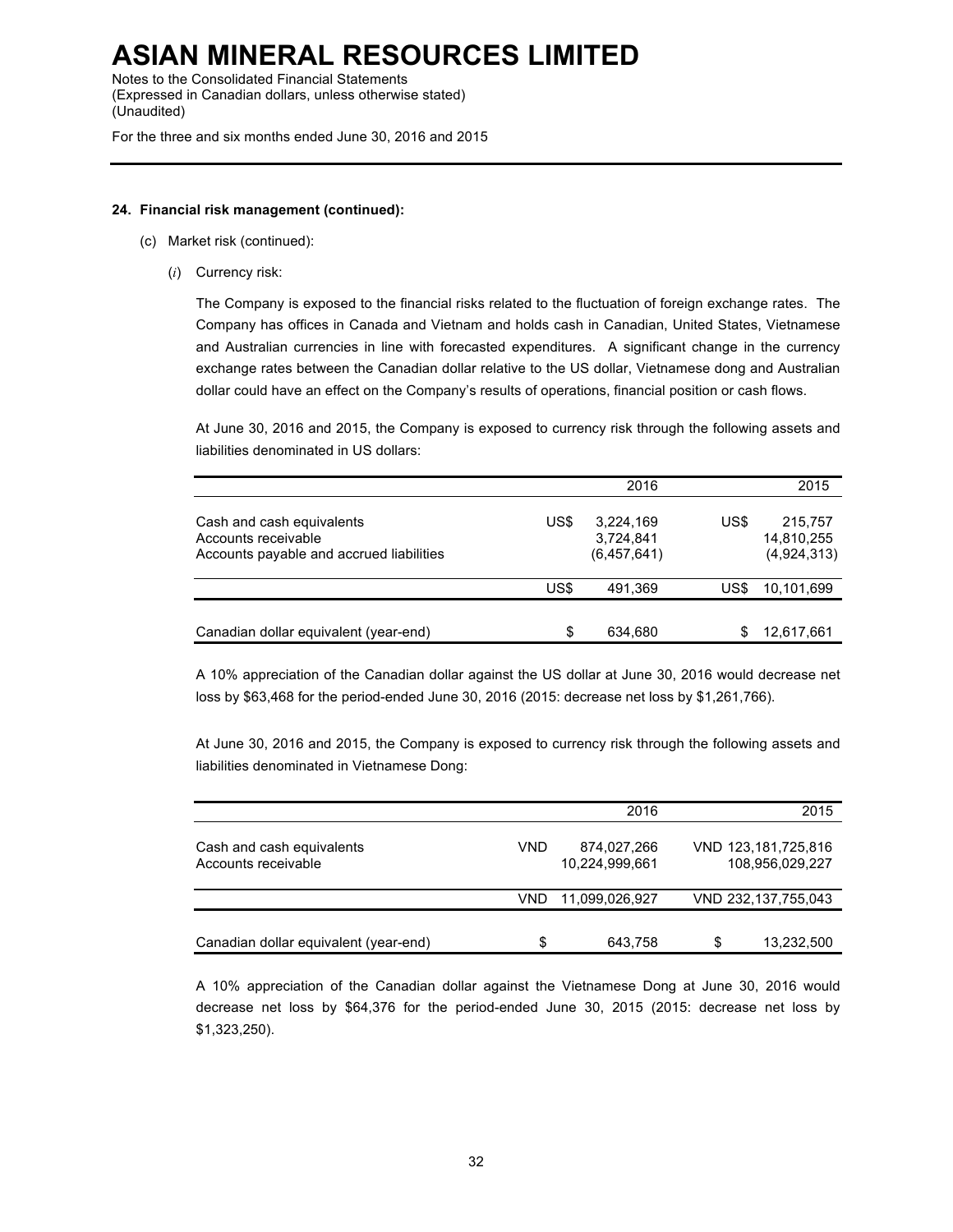**24. Financial risk management (continued):**

(c) Market risk (continued):

(*i*) Currency risk:

The Company is exposed to the financial risks related to the fluctuation of foreign exchange rates. The Company has offices in Canada and Vietnam and holds cash in Canadian, United States, Vietnamese and Australian currencies in line with forecasted expenditures. A significant change in the currency exchange rates between the Canadian dollar relative to the US dollar, Vietnamese dong and Australian dollar could have an effect on the Company's results of operations, financial position or cash flows.

At June 30, 2016 and 2015, the Company is exposed to currency risk through the following assets and liabilities denominated in US dollars:

| | | 2016 | | 2015 |
|---|---|---|---|---|
| Cash and cash equivalents | US$ | 3,224,169 | US$ | 215,757 |
| Accounts receivable | | 3,724,841 | | 14,810,255 |
| Accounts payable and accrued liabilities | | (6,457,641) | | (4,924,313) |
| | US$ | 491,369 | US$ | 10,101,699 |
| Canadian dollar equivalent (year-end) | $ | 634,680 | $ | 12,617,661 |

A 10% appreciation of the Canadian dollar against the US dollar at June 30, 2016 would decrease net loss by $63,468 for the period-ended June 30, 2016 (2015: decrease net loss by $1,261,766).

At June 30, 2016 and 2015, the Company is exposed to currency risk through the following assets and liabilities denominated in Vietnamese Dong:

| | | 2016 | | 2015 |
|---|---|---|---|---|
| Cash and cash equivalents | VND | 874,027,266 | VND | 123,181,725,816 |
| Accounts receivable | | 10,224,999,661 | | 108,956,029,227 |
| | VND | 11,099,026,927 | VND | 232,137,755,043 |
| Canadian dollar equivalent (year-end) | $ | 643,758 | $ | 13,232,500 |

A 10% appreciation of the Canadian dollar against the Vietnamese Dong at June 30, 2016 would decrease net loss by $64,376 for the period-ended June 30, 2015 (2015: decrease net loss by $1,323,250).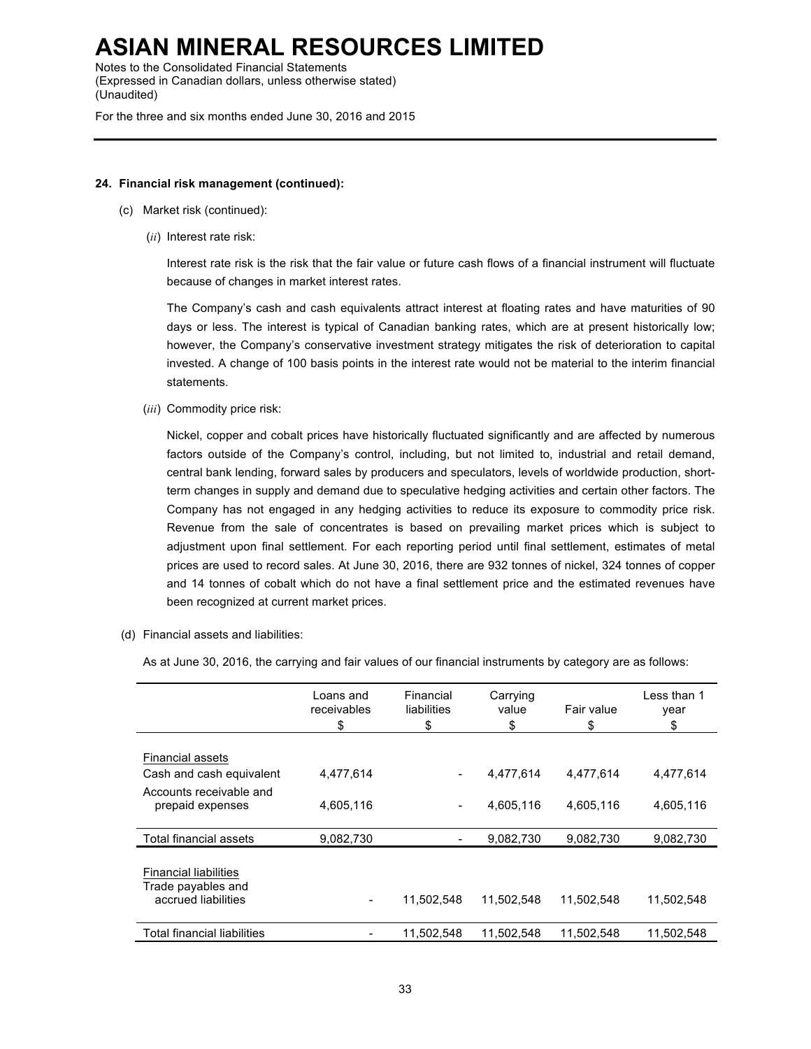# ASIAN MINERAL RESOURCES LIMITED

Notes to the Consolidated Financial Statements
(Expressed in Canadian dollars, unless otherwise stated)
(Unaudited)

For the three and six months ended June 30, 2016 and 2015

**24. Financial risk management (continued):**

(c) Market risk (continued):

(*ii*) Interest rate risk:

Interest rate risk is the risk that the fair value or future cash flows of a financial instrument will fluctuate because of changes in market interest rates.

The Company's cash and cash equivalents attract interest at floating rates and have maturities of 90 days or less. The interest is typical of Canadian banking rates, which are at present historically low; however, the Company's conservative investment strategy mitigates the risk of deterioration to capital invested. A change of 100 basis points in the interest rate would not be material to the interim financial statements.

(*iii*) Commodity price risk:

Nickel, copper and cobalt prices have historically fluctuated significantly and are affected by numerous factors outside of the Company's control, including, but not limited to, industrial and retail demand, central bank lending, forward sales by producers and speculators, levels of worldwide production, short-term changes in supply and demand due to speculative hedging activities and certain other factors. The Company has not engaged in any hedging activities to reduce its exposure to commodity price risk. Revenue from the sale of concentrates is based on prevailing market prices which is subject to adjustment upon final settlement. For each reporting period until final settlement, estimates of metal prices are used to record sales. At June 30, 2016, there are 932 tonnes of nickel, 324 tonnes of copper and 14 tonnes of cobalt which do not have a final settlement price and the estimated revenues have been recognized at current market prices.

(d) Financial assets and liabilities:

As at June 30, 2016, the carrying and fair values of our financial instruments by category are as follows:

| | Loans and receivables $ | Financial liabilities $ | Carrying value $ | Fair value $ | Less than 1 year $ |
|---|---|---|---|---|---|
| Financial assets | | | | | |
| Cash and cash equivalent | 4,477,614 | - | 4,477,614 | 4,477,614 | 4,477,614 |
| Accounts receivable and prepaid expenses | 4,605,116 | - | 4,605,116 | 4,605,116 | 4,605,116 |
| Total financial assets | 9,082,730 | - | 9,082,730 | 9,082,730 | 9,082,730 |
| Financial liabilities | | | | | |
| Trade payables and accrued liabilities | - | 11,502,548 | 11,502,548 | 11,502,548 | 11,502,548 |
| Total financial liabilities | - | 11,502,548 | 11,502,548 | 11,502,548 | 11,502,548 |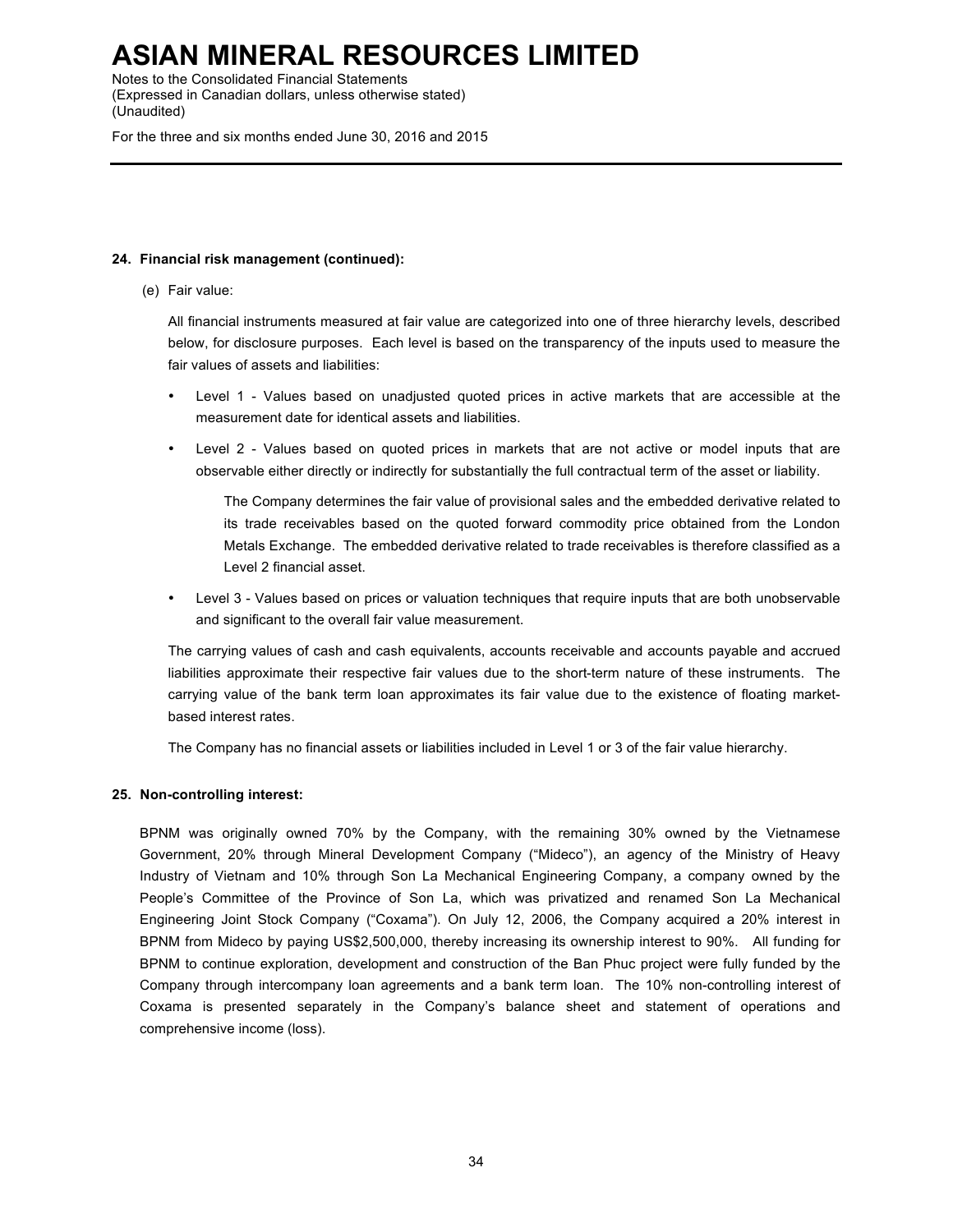**24. Financial risk management (continued):**

(e) Fair value:

All financial instruments measured at fair value are categorized into one of three hierarchy levels, described below, for disclosure purposes. Each level is based on the transparency of the inputs used to measure the fair values of assets and liabilities:

- Level 1 - Values based on unadjusted quoted prices in active markets that are accessible at the measurement date for identical assets and liabilities.
- Level 2 - Values based on quoted prices in markets that are not active or model inputs that are observable either directly or indirectly for substantially the full contractual term of the asset or liability.

  The Company determines the fair value of provisional sales and the embedded derivative related to its trade receivables based on the quoted forward commodity price obtained from the London Metals Exchange. The embedded derivative related to trade receivables is therefore classified as a Level 2 financial asset.

- Level 3 - Values based on prices or valuation techniques that require inputs that are both unobservable and significant to the overall fair value measurement.

The carrying values of cash and cash equivalents, accounts receivable and accounts payable and accrued liabilities approximate their respective fair values due to the short-term nature of these instruments. The carrying value of the bank term loan approximates its fair value due to the existence of floating market-based interest rates.

The Company has no financial assets or liabilities included in Level 1 or 3 of the fair value hierarchy.

**25. Non-controlling interest:**

BPNM was originally owned 70% by the Company, with the remaining 30% owned by the Vietnamese Government, 20% through Mineral Development Company ("Mideco"), an agency of the Ministry of Heavy Industry of Vietnam and 10% through Son La Mechanical Engineering Company, a company owned by the People's Committee of the Province of Son La, which was privatized and renamed Son La Mechanical Engineering Joint Stock Company ("Coxama"). On July 12, 2006, the Company acquired a 20% interest in BPNM from Mideco by paying US$2,500,000, thereby increasing its ownership interest to 90%. All funding for BPNM to continue exploration, development and construction of the Ban Phuc project were fully funded by the Company through intercompany loan agreements and a bank term loan. The 10% non-controlling interest of Coxama is presented separately in the Company's balance sheet and statement of operations and comprehensive income (loss).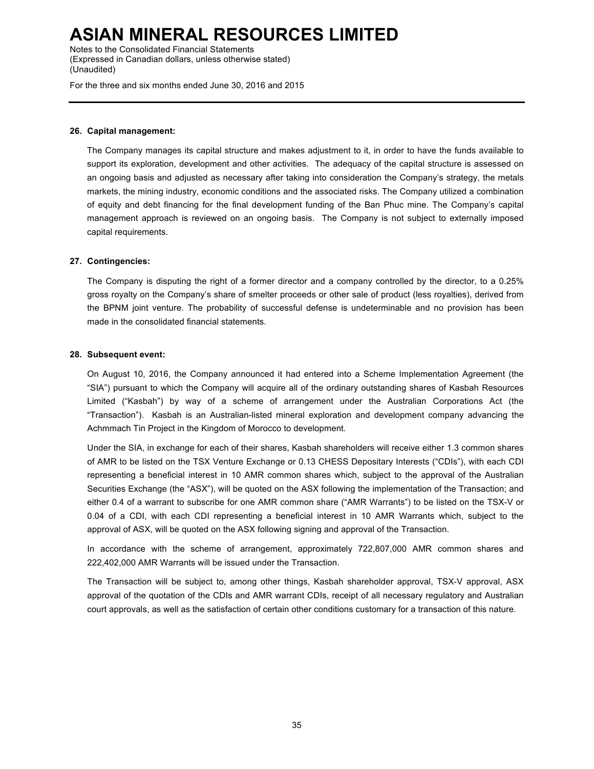**26. Capital management:**

The Company manages its capital structure and makes adjustment to it, in order to have the funds available to support its exploration, development and other activities. The adequacy of the capital structure is assessed on an ongoing basis and adjusted as necessary after taking into consideration the Company's strategy, the metals markets, the mining industry, economic conditions and the associated risks. The Company utilized a combination of equity and debt financing for the final development funding of the Ban Phuc mine. The Company's capital management approach is reviewed on an ongoing basis. The Company is not subject to externally imposed capital requirements.

**27. Contingencies:**

The Company is disputing the right of a former director and a company controlled by the director, to a 0.25% gross royalty on the Company's share of smelter proceeds or other sale of product (less royalties), derived from the BPNM joint venture. The probability of successful defense is undeterminable and no provision has been made in the consolidated financial statements.

**28. Subsequent event:**

On August 10, 2016, the Company announced it had entered into a Scheme Implementation Agreement (the "SIA") pursuant to which the Company will acquire all of the ordinary outstanding shares of Kasbah Resources Limited ("Kasbah") by way of a scheme of arrangement under the Australian Corporations Act (the "Transaction"). Kasbah is an Australian-listed mineral exploration and development company advancing the Achmmach Tin Project in the Kingdom of Morocco to development.

Under the SIA, in exchange for each of their shares, Kasbah shareholders will receive either 1.3 common shares of AMR to be listed on the TSX Venture Exchange or 0.13 CHESS Depositary Interests ("CDIs"), with each CDI representing a beneficial interest in 10 AMR common shares which, subject to the approval of the Australian Securities Exchange (the "ASX"), will be quoted on the ASX following the implementation of the Transaction; and either 0.4 of a warrant to subscribe for one AMR common share ("AMR Warrants") to be listed on the TSX-V or 0.04 of a CDI, with each CDI representing a beneficial interest in 10 AMR Warrants which, subject to the approval of ASX, will be quoted on the ASX following signing and approval of the Transaction.

In accordance with the scheme of arrangement, approximately 722,807,000 AMR common shares and 222,402,000 AMR Warrants will be issued under the Transaction.

The Transaction will be subject to, among other things, Kasbah shareholder approval, TSX-V approval, ASX approval of the quotation of the CDIs and AMR warrant CDIs, receipt of all necessary regulatory and Australian court approvals, as well as the satisfaction of certain other conditions customary for a transaction of this nature.